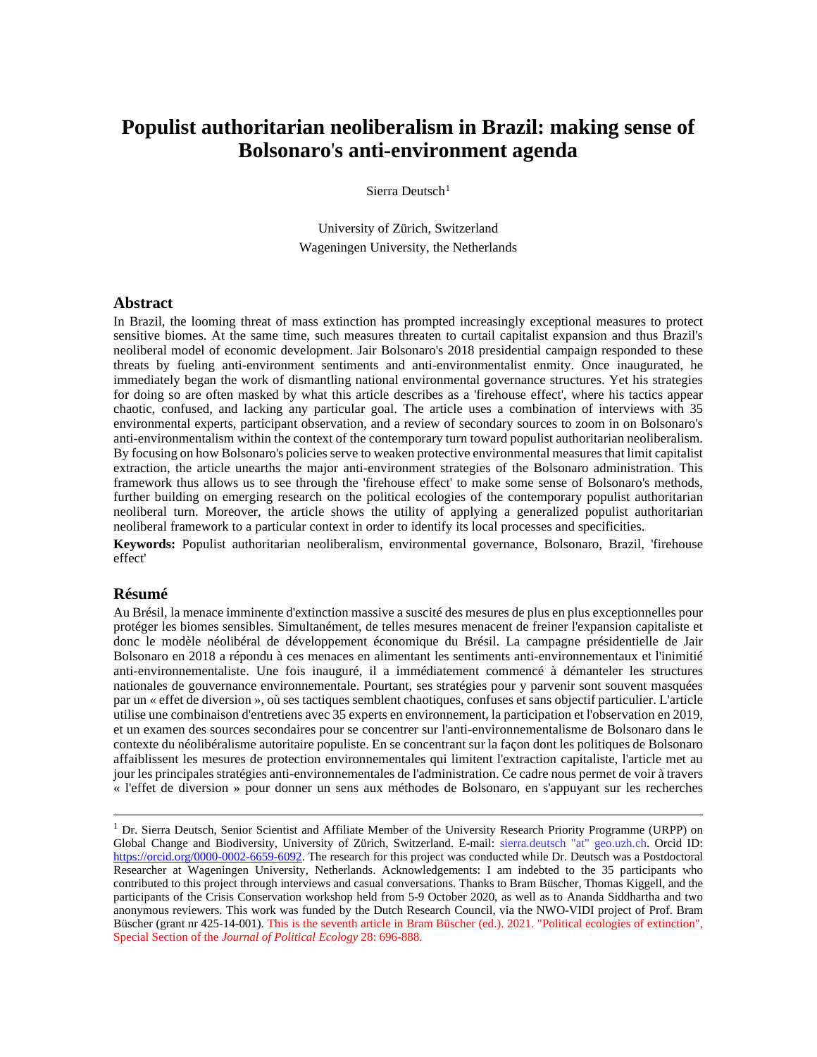# Populist authoritarian neoliberalism in Brazil: making sense of Bolsonaro's anti-environment agenda

Sierra Deutsch[1]

University of Zürich, Switzerland
Wageningen University, the Netherlands

## Abstract

In Brazil, the looming threat of mass extinction has prompted increasingly exceptional measures to protect sensitive biomes. At the same time, such measures threaten to curtail capitalist expansion and thus Brazil's neoliberal model of economic development. Jair Bolsonaro's 2018 presidential campaign responded to these threats by fueling anti-environment sentiments and anti-environmentalist enmity. Once inaugurated, he immediately began the work of dismantling national environmental governance structures. Yet his strategies for doing so are often masked by what this article describes as a 'firehouse effect', where his tactics appear chaotic, confused, and lacking any particular goal. The article uses a combination of interviews with 35 environmental experts, participant observation, and a review of secondary sources to zoom in on Bolsonaro's anti-environmentalism within the context of the contemporary turn toward populist authoritarian neoliberalism. By focusing on how Bolsonaro's policies serve to weaken protective environmental measures that limit capitalist extraction, the article unearths the major anti-environment strategies of the Bolsonaro administration. This framework thus allows us to see through the 'firehouse effect' to make some sense of Bolsonaro's methods, further building on emerging research on the political ecologies of the contemporary populist authoritarian neoliberal turn. Moreover, the article shows the utility of applying a generalized populist authoritarian neoliberal framework to a particular context in order to identify its local processes and specificities.

**Keywords:** Populist authoritarian neoliberalism, environmental governance, Bolsonaro, Brazil, 'firehouse effect'

## Résumé

Au Brésil, la menace imminente d'extinction massive a suscité des mesures de plus en plus exceptionnelles pour protéger les biomes sensibles. Simultanément, de telles mesures menacent de freiner l'expansion capitaliste et donc le modèle néolibéral de développement économique du Brésil. La campagne présidentielle de Jair Bolsonaro en 2018 a répondu à ces menaces en alimentant les sentiments anti-environnementaux et l'inimitié anti-environnementaliste. Une fois inauguré, il a immédiatement commencé à démanteler les structures nationales de gouvernance environnementale. Pourtant, ses stratégies pour y parvenir sont souvent masquées par un « effet de diversion », où ses tactiques semblent chaotiques, confuses et sans objectif particulier. L'article utilise une combinaison d'entretiens avec 35 experts en environnement, la participation et l'observation en 2019, et un examen des sources secondaires pour se concentrer sur l'anti-environnementalisme de Bolsonaro dans le contexte du néolibéralisme autoritaire populiste. En se concentrant sur la façon dont les politiques de Bolsonaro affaiblissent les mesures de protection environnementales qui limitent l'extraction capitaliste, l'article met au jour les principales stratégies anti-environnementales de l'administration. Ce cadre nous permet de voir à travers « l'effet de diversion » pour donner un sens aux méthodes de Bolsonaro, en s'appuyant sur les recherches

---

[1] Dr. Sierra Deutsch, Senior Scientist and Affiliate Member of the University Research Priority Programme (URPP) on Global Change and Biodiversity, University of Zürich, Switzerland. E-mail: sierra.deutsch "at" geo.uzh.ch. Orcid ID: https://orcid.org/0000-0002-6659-6092. The research for this project was conducted while Dr. Deutsch was a Postdoctoral Researcher at Wageningen University, Netherlands. Acknowledgements: I am indebted to the 35 participants who contributed to this project through interviews and casual conversations. Thanks to Bram Büscher, Thomas Kiggell, and the participants of the Crisis Conservation workshop held from 5-9 October 2020, as well as to Ananda Siddhartha and two anonymous reviewers. This work was funded by the Dutch Research Council, via the NWO-VIDI project of Prof. Bram Büscher (grant nr 425-14-001). This is the seventh article in Bram Büscher (ed.). 2021. "Political ecologies of extinction", Special Section of the *Journal of Political Ecology* 28: 696-888.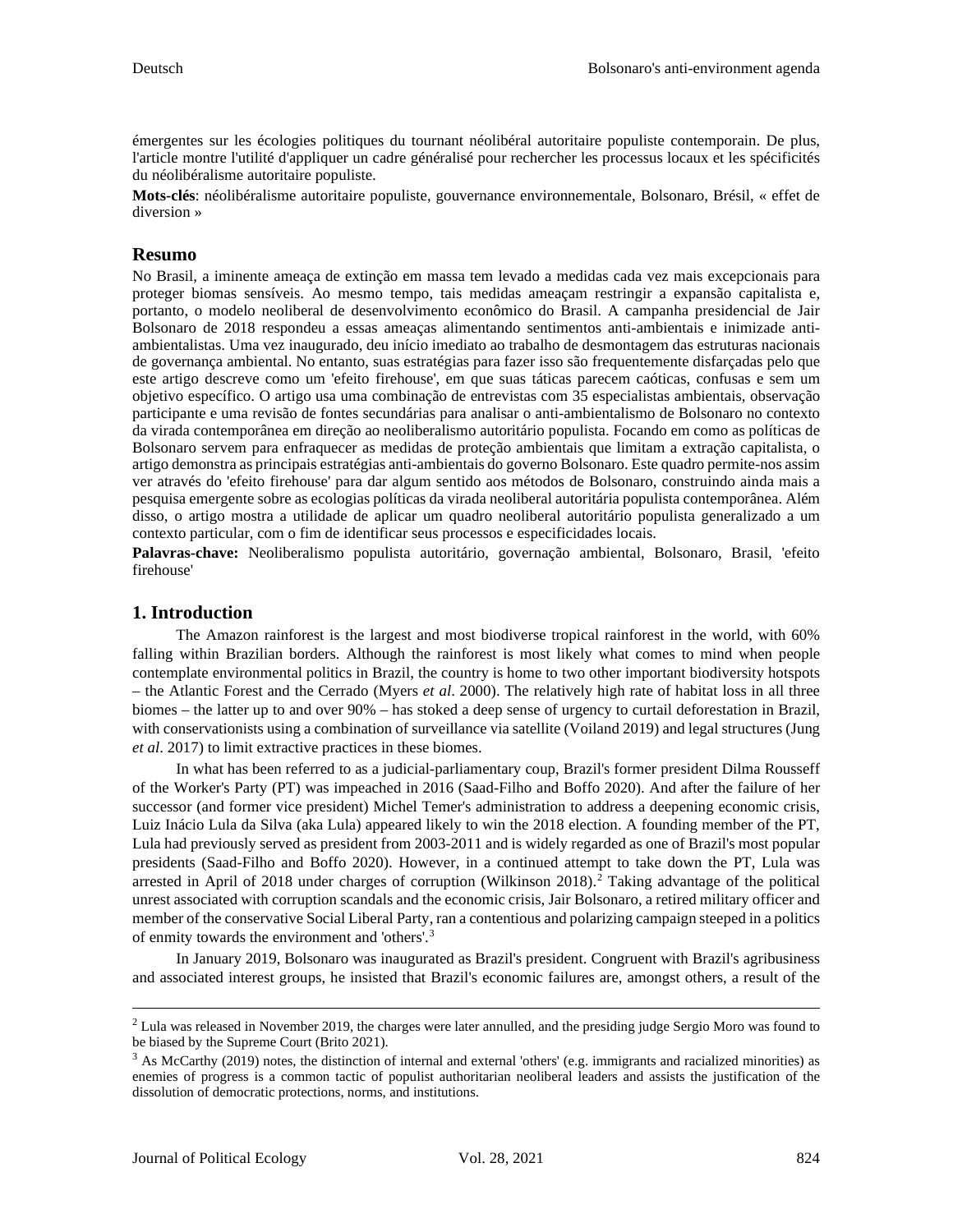émergentes sur les écologies politiques du tournant néolibéral autoritaire populiste contemporain. De plus, l'article montre l'utilité d'appliquer un cadre généralisé pour rechercher les processus locaux et les spécificités du néolibéralisme autoritaire populiste.

**Mots-clés**: néolibéralisme autoritaire populiste, gouvernance environnementale, Bolsonaro, Brésil, « effet de diversion »

## Resumo

No Brasil, a iminente ameaça de extinção em massa tem levado a medidas cada vez mais excepcionais para proteger biomas sensíveis. Ao mesmo tempo, tais medidas ameaçam restringir a expansão capitalista e, portanto, o modelo neoliberal de desenvolvimento econômico do Brasil. A campanha presidencial de Jair Bolsonaro de 2018 respondeu a essas ameaças alimentando sentimentos anti-ambientais e inimizade anti-ambientalistas. Uma vez inaugurado, deu início imediato ao trabalho de desmontagem das estruturas nacionais de governança ambiental. No entanto, suas estratégias para fazer isso são frequentemente disfarçadas pelo que este artigo descreve como um 'efeito firehouse', em que suas táticas parecem caóticas, confusas e sem um objetivo específico. O artigo usa uma combinação de entrevistas com 35 especialistas ambientais, observação participante e uma revisão de fontes secundárias para analisar o anti-ambientalismo de Bolsonaro no contexto da virada contemporânea em direção ao neoliberalismo autoritário populista. Focando em como as políticas de Bolsonaro servem para enfraquecer as medidas de proteção ambientais que limitam a extração capitalista, o artigo demonstra as principais estratégias anti-ambientais do governo Bolsonaro. Este quadro permite-nos assim ver através do 'efeito firehouse' para dar algum sentido aos métodos de Bolsonaro, construindo ainda mais a pesquisa emergente sobre as ecologias políticas da virada neoliberal autoritária populista contemporânea. Além disso, o artigo mostra a utilidade de aplicar um quadro neoliberal autoritário populista generalizado a um contexto particular, com o fim de identificar seus processos e especificidades locais.

**Palavras-chave:** Neoliberalismo populista autoritário, governação ambiental, Bolsonaro, Brasil, 'efeito firehouse'

## 1. Introduction

The Amazon rainforest is the largest and most biodiverse tropical rainforest in the world, with 60% falling within Brazilian borders. Although the rainforest is most likely what comes to mind when people contemplate environmental politics in Brazil, the country is home to two other important biodiversity hotspots – the Atlantic Forest and the Cerrado (Myers *et al*. 2000). The relatively high rate of habitat loss in all three biomes – the latter up to and over 90% – has stoked a deep sense of urgency to curtail deforestation in Brazil, with conservationists using a combination of surveillance via satellite (Voiland 2019) and legal structures (Jung *et al*. 2017) to limit extractive practices in these biomes.

In what has been referred to as a judicial-parliamentary coup, Brazil's former president Dilma Rousseff of the Worker's Party (PT) was impeached in 2016 (Saad-Filho and Boffo 2020). And after the failure of her successor (and former vice president) Michel Temer's administration to address a deepening economic crisis, Luiz Inácio Lula da Silva (aka Lula) appeared likely to win the 2018 election. A founding member of the PT, Lula had previously served as president from 2003-2011 and is widely regarded as one of Brazil's most popular presidents (Saad-Filho and Boffo 2020). However, in a continued attempt to take down the PT, Lula was arrested in April of 2018 under charges of corruption (Wilkinson 2018).[2] Taking advantage of the political unrest associated with corruption scandals and the economic crisis, Jair Bolsonaro, a retired military officer and member of the conservative Social Liberal Party, ran a contentious and polarizing campaign steeped in a politics of enmity towards the environment and 'others'.[3]

In January 2019, Bolsonaro was inaugurated as Brazil's president. Congruent with Brazil's agribusiness and associated interest groups, he insisted that Brazil's economic failures are, amongst others, a result of the

---

[2] Lula was released in November 2019, the charges were later annulled, and the presiding judge Sergio Moro was found to be biased by the Supreme Court (Brito 2021).

[3] As McCarthy (2019) notes, the distinction of internal and external 'others' (e.g. immigrants and racialized minorities) as enemies of progress is a common tactic of populist authoritarian neoliberal leaders and assists the justification of the dissolution of democratic protections, norms, and institutions.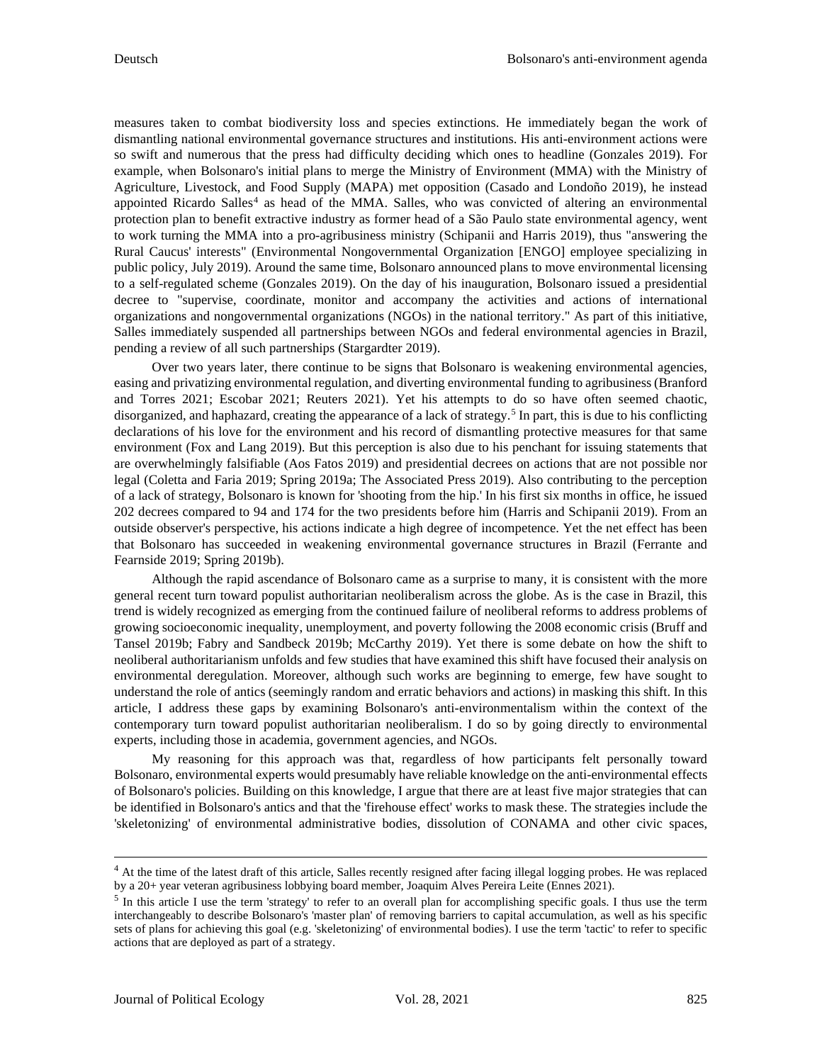measures taken to combat biodiversity loss and species extinctions. He immediately began the work of dismantling national environmental governance structures and institutions. His anti-environment actions were so swift and numerous that the press had difficulty deciding which ones to headline (Gonzales 2019). For example, when Bolsonaro's initial plans to merge the Ministry of Environment (MMA) with the Ministry of Agriculture, Livestock, and Food Supply (MAPA) met opposition (Casado and Londoño 2019), he instead appointed Ricardo Salles[4] as head of the MMA. Salles, who was convicted of altering an environmental protection plan to benefit extractive industry as former head of a São Paulo state environmental agency, went to work turning the MMA into a pro-agribusiness ministry (Schipanii and Harris 2019), thus "answering the Rural Caucus' interests" (Environmental Nongovernmental Organization [ENGO] employee specializing in public policy, July 2019). Around the same time, Bolsonaro announced plans to move environmental licensing to a self-regulated scheme (Gonzales 2019). On the day of his inauguration, Bolsonaro issued a presidential decree to "supervise, coordinate, monitor and accompany the activities and actions of international organizations and nongovernmental organizations (NGOs) in the national territory." As part of this initiative, Salles immediately suspended all partnerships between NGOs and federal environmental agencies in Brazil, pending a review of all such partnerships (Stargardter 2019).

Over two years later, there continue to be signs that Bolsonaro is weakening environmental agencies, easing and privatizing environmental regulation, and diverting environmental funding to agribusiness (Branford and Torres 2021; Escobar 2021; Reuters 2021). Yet his attempts to do so have often seemed chaotic, disorganized, and haphazard, creating the appearance of a lack of strategy.[5] In part, this is due to his conflicting declarations of his love for the environment and his record of dismantling protective measures for that same environment (Fox and Lang 2019). But this perception is also due to his penchant for issuing statements that are overwhelmingly falsifiable (Aos Fatos 2019) and presidential decrees on actions that are not possible nor legal (Coletta and Faria 2019; Spring 2019a; The Associated Press 2019). Also contributing to the perception of a lack of strategy, Bolsonaro is known for 'shooting from the hip.' In his first six months in office, he issued 202 decrees compared to 94 and 174 for the two presidents before him (Harris and Schipanii 2019). From an outside observer's perspective, his actions indicate a high degree of incompetence. Yet the net effect has been that Bolsonaro has succeeded in weakening environmental governance structures in Brazil (Ferrante and Fearnside 2019; Spring 2019b).

Although the rapid ascendance of Bolsonaro came as a surprise to many, it is consistent with the more general recent turn toward populist authoritarian neoliberalism across the globe. As is the case in Brazil, this trend is widely recognized as emerging from the continued failure of neoliberal reforms to address problems of growing socioeconomic inequality, unemployment, and poverty following the 2008 economic crisis (Bruff and Tansel 2019b; Fabry and Sandbeck 2019b; McCarthy 2019). Yet there is some debate on how the shift to neoliberal authoritarianism unfolds and few studies that have examined this shift have focused their analysis on environmental deregulation. Moreover, although such works are beginning to emerge, few have sought to understand the role of antics (seemingly random and erratic behaviors and actions) in masking this shift. In this article, I address these gaps by examining Bolsonaro's anti-environmentalism within the context of the contemporary turn toward populist authoritarian neoliberalism. I do so by going directly to environmental experts, including those in academia, government agencies, and NGOs.

My reasoning for this approach was that, regardless of how participants felt personally toward Bolsonaro, environmental experts would presumably have reliable knowledge on the anti-environmental effects of Bolsonaro's policies. Building on this knowledge, I argue that there are at least five major strategies that can be identified in Bolsonaro's antics and that the 'firehouse effect' works to mask these. The strategies include the 'skeletonizing' of environmental administrative bodies, dissolution of CONAMA and other civic spaces,

---

[4] At the time of the latest draft of this article, Salles recently resigned after facing illegal logging probes. He was replaced by a 20+ year veteran agribusiness lobbying board member, Joaquim Alves Pereira Leite (Ennes 2021).

[5] In this article I use the term 'strategy' to refer to an overall plan for accomplishing specific goals. I thus use the term interchangeably to describe Bolsonaro's 'master plan' of removing barriers to capital accumulation, as well as his specific sets of plans for achieving this goal (e.g. 'skeletonizing' of environmental bodies). I use the term 'tactic' to refer to specific actions that are deployed as part of a strategy.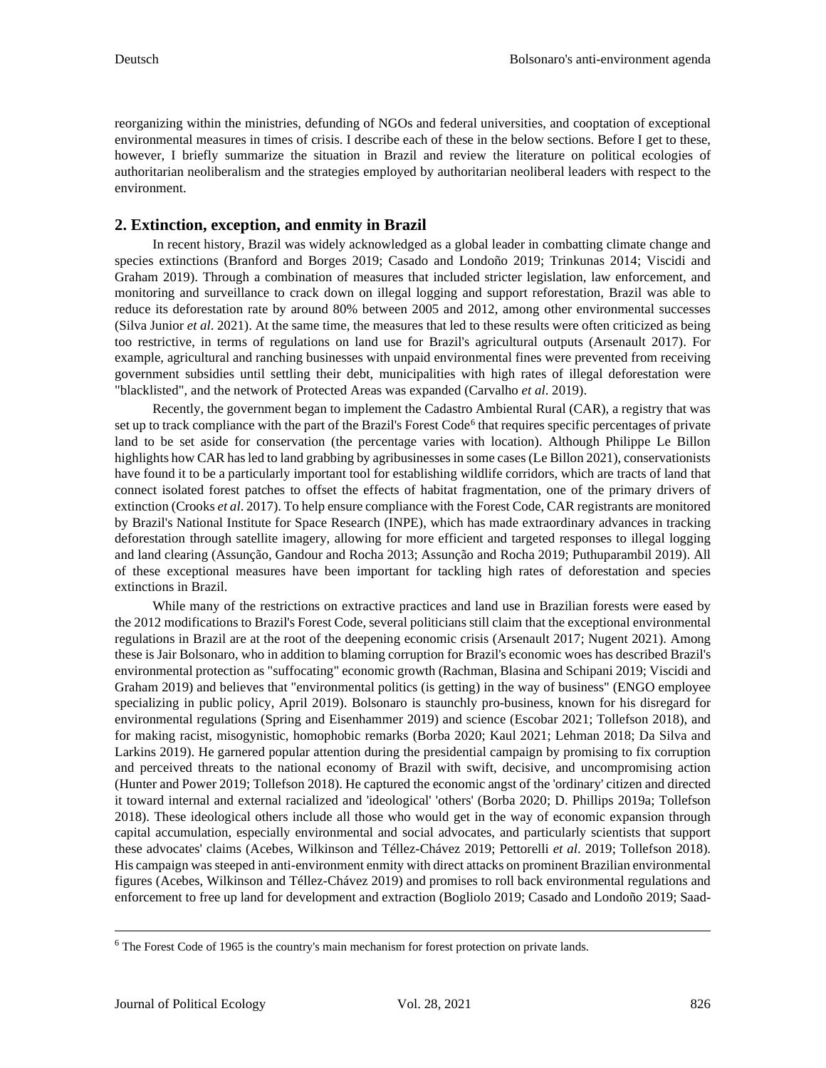reorganizing within the ministries, defunding of NGOs and federal universities, and cooptation of exceptional environmental measures in times of crisis. I describe each of these in the below sections. Before I get to these, however, I briefly summarize the situation in Brazil and review the literature on political ecologies of authoritarian neoliberalism and the strategies employed by authoritarian neoliberal leaders with respect to the environment.

## 2. Extinction, exception, and enmity in Brazil

In recent history, Brazil was widely acknowledged as a global leader in combatting climate change and species extinctions (Branford and Borges 2019; Casado and Londoño 2019; Trinkunas 2014; Viscidi and Graham 2019). Through a combination of measures that included stricter legislation, law enforcement, and monitoring and surveillance to crack down on illegal logging and support reforestation, Brazil was able to reduce its deforestation rate by around 80% between 2005 and 2012, among other environmental successes (Silva Junior *et al*. 2021). At the same time, the measures that led to these results were often criticized as being too restrictive, in terms of regulations on land use for Brazil's agricultural outputs (Arsenault 2017). For example, agricultural and ranching businesses with unpaid environmental fines were prevented from receiving government subsidies until settling their debt, municipalities with high rates of illegal deforestation were "blacklisted", and the network of Protected Areas was expanded (Carvalho *et al*. 2019).

Recently, the government began to implement the Cadastro Ambiental Rural (CAR), a registry that was set up to track compliance with the part of the Brazil's Forest Code[6] that requires specific percentages of private land to be set aside for conservation (the percentage varies with location). Although Philippe Le Billon highlights how CAR has led to land grabbing by agribusinesses in some cases (Le Billon 2021), conservationists have found it to be a particularly important tool for establishing wildlife corridors, which are tracts of land that connect isolated forest patches to offset the effects of habitat fragmentation, one of the primary drivers of extinction (Crooks *et al*. 2017). To help ensure compliance with the Forest Code, CAR registrants are monitored by Brazil's National Institute for Space Research (INPE), which has made extraordinary advances in tracking deforestation through satellite imagery, allowing for more efficient and targeted responses to illegal logging and land clearing (Assunção, Gandour and Rocha 2013; Assunção and Rocha 2019; Puthuparambil 2019). All of these exceptional measures have been important for tackling high rates of deforestation and species extinctions in Brazil.

While many of the restrictions on extractive practices and land use in Brazilian forests were eased by the 2012 modifications to Brazil's Forest Code, several politicians still claim that the exceptional environmental regulations in Brazil are at the root of the deepening economic crisis (Arsenault 2017; Nugent 2021). Among these is Jair Bolsonaro, who in addition to blaming corruption for Brazil's economic woes has described Brazil's environmental protection as "suffocating" economic growth (Rachman, Blasina and Schipani 2019; Viscidi and Graham 2019) and believes that "environmental politics (is getting) in the way of business" (ENGO employee specializing in public policy, April 2019). Bolsonaro is staunchly pro-business, known for his disregard for environmental regulations (Spring and Eisenhammer 2019) and science (Escobar 2021; Tollefson 2018), and for making racist, misogynistic, homophobic remarks (Borba 2020; Kaul 2021; Lehman 2018; Da Silva and Larkins 2019). He garnered popular attention during the presidential campaign by promising to fix corruption and perceived threats to the national economy of Brazil with swift, decisive, and uncompromising action (Hunter and Power 2019; Tollefson 2018). He captured the economic angst of the 'ordinary' citizen and directed it toward internal and external racialized and 'ideological' 'others' (Borba 2020; D. Phillips 2019a; Tollefson 2018). These ideological others include all those who would get in the way of economic expansion through capital accumulation, especially environmental and social advocates, and particularly scientists that support these advocates' claims (Acebes, Wilkinson and Téllez-Chávez 2019; Pettorelli *et al*. 2019; Tollefson 2018). His campaign was steeped in anti-environment enmity with direct attacks on prominent Brazilian environmental figures (Acebes, Wilkinson and Téllez-Chávez 2019) and promises to roll back environmental regulations and enforcement to free up land for development and extraction (Bogliolo 2019; Casado and Londoño 2019; Saad-

[6] The Forest Code of 1965 is the country's main mechanism for forest protection on private lands.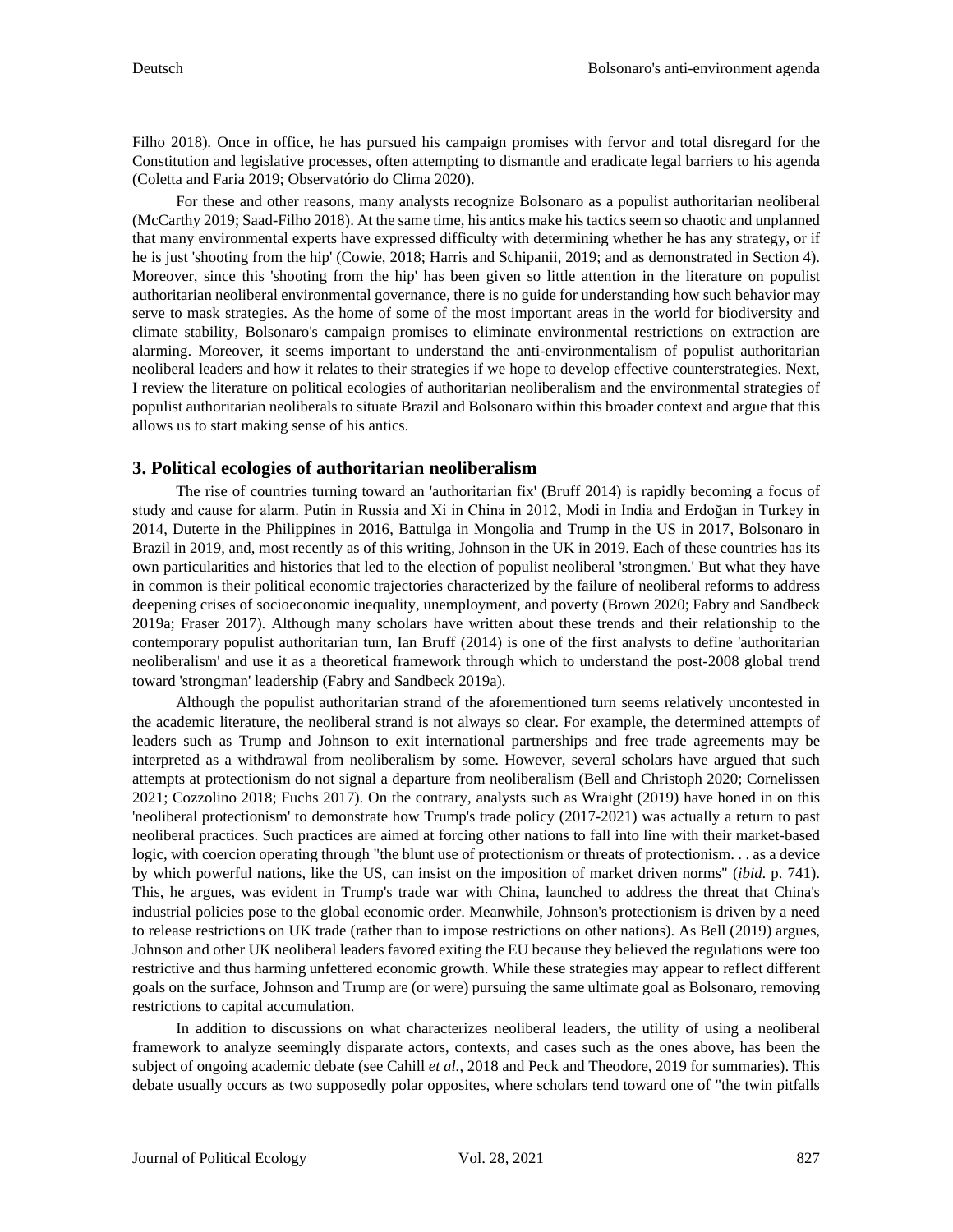Filho 2018). Once in office, he has pursued his campaign promises with fervor and total disregard for the Constitution and legislative processes, often attempting to dismantle and eradicate legal barriers to his agenda (Coletta and Faria 2019; Observatório do Clima 2020).

For these and other reasons, many analysts recognize Bolsonaro as a populist authoritarian neoliberal (McCarthy 2019; Saad-Filho 2018). At the same time, his antics make his tactics seem so chaotic and unplanned that many environmental experts have expressed difficulty with determining whether he has any strategy, or if he is just 'shooting from the hip' (Cowie, 2018; Harris and Schipanii, 2019; and as demonstrated in Section 4). Moreover, since this 'shooting from the hip' has been given so little attention in the literature on populist authoritarian neoliberal environmental governance, there is no guide for understanding how such behavior may serve to mask strategies. As the home of some of the most important areas in the world for biodiversity and climate stability, Bolsonaro's campaign promises to eliminate environmental restrictions on extraction are alarming. Moreover, it seems important to understand the anti-environmentalism of populist authoritarian neoliberal leaders and how it relates to their strategies if we hope to develop effective counterstrategies. Next, I review the literature on political ecologies of authoritarian neoliberalism and the environmental strategies of populist authoritarian neoliberals to situate Brazil and Bolsonaro within this broader context and argue that this allows us to start making sense of his antics.

## 3. Political ecologies of authoritarian neoliberalism

The rise of countries turning toward an 'authoritarian fix' (Bruff 2014) is rapidly becoming a focus of study and cause for alarm. Putin in Russia and Xi in China in 2012, Modi in India and Erdoğan in Turkey in 2014, Duterte in the Philippines in 2016, Battulga in Mongolia and Trump in the US in 2017, Bolsonaro in Brazil in 2019, and, most recently as of this writing, Johnson in the UK in 2019. Each of these countries has its own particularities and histories that led to the election of populist neoliberal 'strongmen.' But what they have in common is their political economic trajectories characterized by the failure of neoliberal reforms to address deepening crises of socioeconomic inequality, unemployment, and poverty (Brown 2020; Fabry and Sandbeck 2019a; Fraser 2017). Although many scholars have written about these trends and their relationship to the contemporary populist authoritarian turn, Ian Bruff (2014) is one of the first analysts to define 'authoritarian neoliberalism' and use it as a theoretical framework through which to understand the post-2008 global trend toward 'strongman' leadership (Fabry and Sandbeck 2019a).

Although the populist authoritarian strand of the aforementioned turn seems relatively uncontested in the academic literature, the neoliberal strand is not always so clear. For example, the determined attempts of leaders such as Trump and Johnson to exit international partnerships and free trade agreements may be interpreted as a withdrawal from neoliberalism by some. However, several scholars have argued that such attempts at protectionism do not signal a departure from neoliberalism (Bell and Christoph 2020; Cornelissen 2021; Cozzolino 2018; Fuchs 2017). On the contrary, analysts such as Wraight (2019) have honed in on this 'neoliberal protectionism' to demonstrate how Trump's trade policy (2017-2021) was actually a return to past neoliberal practices. Such practices are aimed at forcing other nations to fall into line with their market-based logic, with coercion operating through "the blunt use of protectionism or threats of protectionism. . . as a device by which powerful nations, like the US, can insist on the imposition of market driven norms" (*ibid.* p. 741). This, he argues, was evident in Trump's trade war with China, launched to address the threat that China's industrial policies pose to the global economic order. Meanwhile, Johnson's protectionism is driven by a need to release restrictions on UK trade (rather than to impose restrictions on other nations). As Bell (2019) argues, Johnson and other UK neoliberal leaders favored exiting the EU because they believed the regulations were too restrictive and thus harming unfettered economic growth. While these strategies may appear to reflect different goals on the surface, Johnson and Trump are (or were) pursuing the same ultimate goal as Bolsonaro, removing restrictions to capital accumulation.

In addition to discussions on what characterizes neoliberal leaders, the utility of using a neoliberal framework to analyze seemingly disparate actors, contexts, and cases such as the ones above, has been the subject of ongoing academic debate (see Cahill *et al.*, 2018 and Peck and Theodore, 2019 for summaries). This debate usually occurs as two supposedly polar opposites, where scholars tend toward one of "the twin pitfalls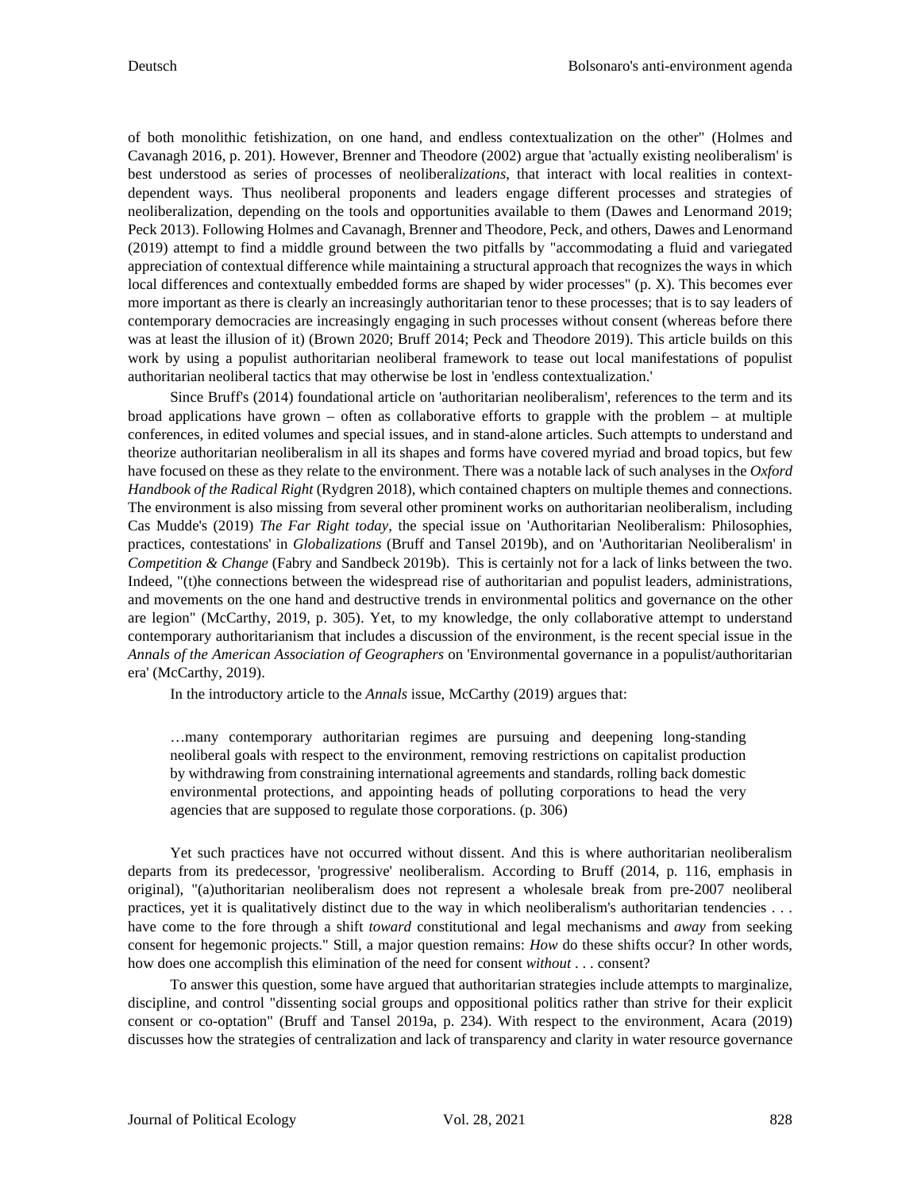of both monolithic fetishization, on one hand, and endless contextualization on the other" (Holmes and Cavanagh 2016, p. 201). However, Brenner and Theodore (2002) argue that 'actually existing neoliberalism' is best understood as series of processes of neoliberal*izations*, that interact with local realities in context-dependent ways. Thus neoliberal proponents and leaders engage different processes and strategies of neoliberalization, depending on the tools and opportunities available to them (Dawes and Lenormand 2019; Peck 2013). Following Holmes and Cavanagh, Brenner and Theodore, Peck, and others, Dawes and Lenormand (2019) attempt to find a middle ground between the two pitfalls by "accommodating a fluid and variegated appreciation of contextual difference while maintaining a structural approach that recognizes the ways in which local differences and contextually embedded forms are shaped by wider processes" (p. X). This becomes ever more important as there is clearly an increasingly authoritarian tenor to these processes; that is to say leaders of contemporary democracies are increasingly engaging in such processes without consent (whereas before there was at least the illusion of it) (Brown 2020; Bruff 2014; Peck and Theodore 2019). This article builds on this work by using a populist authoritarian neoliberal framework to tease out local manifestations of populist authoritarian neoliberal tactics that may otherwise be lost in 'endless contextualization.'

Since Bruff's (2014) foundational article on 'authoritarian neoliberalism', references to the term and its broad applications have grown – often as collaborative efforts to grapple with the problem – at multiple conferences, in edited volumes and special issues, and in stand-alone articles. Such attempts to understand and theorize authoritarian neoliberalism in all its shapes and forms have covered myriad and broad topics, but few have focused on these as they relate to the environment. There was a notable lack of such analyses in the *Oxford Handbook of the Radical Right* (Rydgren 2018), which contained chapters on multiple themes and connections. The environment is also missing from several other prominent works on authoritarian neoliberalism, including Cas Mudde's (2019) *The Far Right today,* the special issue on 'Authoritarian Neoliberalism: Philosophies, practices, contestations' in *Globalizations* (Bruff and Tansel 2019b), and on 'Authoritarian Neoliberalism' in *Competition & Change* (Fabry and Sandbeck 2019b). This is certainly not for a lack of links between the two. Indeed, "(t)he connections between the widespread rise of authoritarian and populist leaders, administrations, and movements on the one hand and destructive trends in environmental politics and governance on the other are legion" (McCarthy, 2019, p. 305). Yet, to my knowledge, the only collaborative attempt to understand contemporary authoritarianism that includes a discussion of the environment, is the recent special issue in the *Annals of the American Association of Geographers* on 'Environmental governance in a populist/authoritarian era' (McCarthy, 2019).

In the introductory article to the *Annals* issue, McCarthy (2019) argues that:

> …many contemporary authoritarian regimes are pursuing and deepening long-standing neoliberal goals with respect to the environment, removing restrictions on capitalist production by withdrawing from constraining international agreements and standards, rolling back domestic environmental protections, and appointing heads of polluting corporations to head the very agencies that are supposed to regulate those corporations. (p. 306)

Yet such practices have not occurred without dissent. And this is where authoritarian neoliberalism departs from its predecessor, 'progressive' neoliberalism. According to Bruff (2014, p. 116, emphasis in original), "(a)uthoritarian neoliberalism does not represent a wholesale break from pre-2007 neoliberal practices, yet it is qualitatively distinct due to the way in which neoliberalism's authoritarian tendencies . . . have come to the fore through a shift *toward* constitutional and legal mechanisms and *away* from seeking consent for hegemonic projects." Still, a major question remains: *How* do these shifts occur? In other words, how does one accomplish this elimination of the need for consent *without* . . . consent?

To answer this question, some have argued that authoritarian strategies include attempts to marginalize, discipline, and control "dissenting social groups and oppositional politics rather than strive for their explicit consent or co-optation" (Bruff and Tansel 2019a, p. 234). With respect to the environment, Acara (2019) discusses how the strategies of centralization and lack of transparency and clarity in water resource governance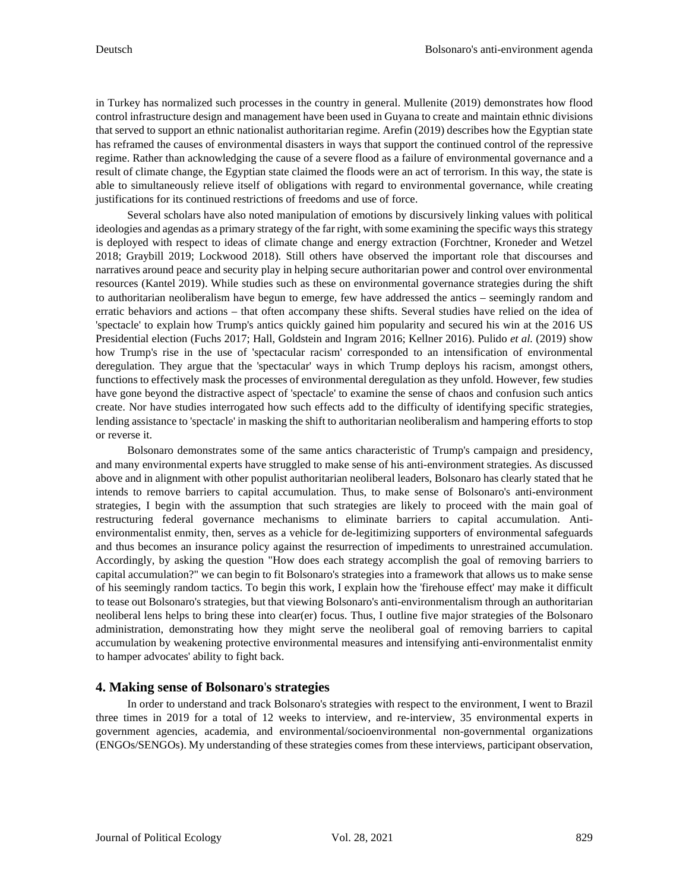in Turkey has normalized such processes in the country in general. Mullenite (2019) demonstrates how flood control infrastructure design and management have been used in Guyana to create and maintain ethnic divisions that served to support an ethnic nationalist authoritarian regime. Arefin (2019) describes how the Egyptian state has reframed the causes of environmental disasters in ways that support the continued control of the repressive regime. Rather than acknowledging the cause of a severe flood as a failure of environmental governance and a result of climate change, the Egyptian state claimed the floods were an act of terrorism. In this way, the state is able to simultaneously relieve itself of obligations with regard to environmental governance, while creating justifications for its continued restrictions of freedoms and use of force.

Several scholars have also noted manipulation of emotions by discursively linking values with political ideologies and agendas as a primary strategy of the far right, with some examining the specific ways this strategy is deployed with respect to ideas of climate change and energy extraction (Forchtner, Kroneder and Wetzel 2018; Graybill 2019; Lockwood 2018). Still others have observed the important role that discourses and narratives around peace and security play in helping secure authoritarian power and control over environmental resources (Kantel 2019). While studies such as these on environmental governance strategies during the shift to authoritarian neoliberalism have begun to emerge, few have addressed the antics – seemingly random and erratic behaviors and actions – that often accompany these shifts. Several studies have relied on the idea of 'spectacle' to explain how Trump's antics quickly gained him popularity and secured his win at the 2016 US Presidential election (Fuchs 2017; Hall, Goldstein and Ingram 2016; Kellner 2016). Pulido *et al.* (2019) show how Trump's rise in the use of 'spectacular racism' corresponded to an intensification of environmental deregulation. They argue that the 'spectacular' ways in which Trump deploys his racism, amongst others, functions to effectively mask the processes of environmental deregulation as they unfold. However, few studies have gone beyond the distractive aspect of 'spectacle' to examine the sense of chaos and confusion such antics create. Nor have studies interrogated how such effects add to the difficulty of identifying specific strategies, lending assistance to 'spectacle' in masking the shift to authoritarian neoliberalism and hampering efforts to stop or reverse it.

Bolsonaro demonstrates some of the same antics characteristic of Trump's campaign and presidency, and many environmental experts have struggled to make sense of his anti-environment strategies. As discussed above and in alignment with other populist authoritarian neoliberal leaders, Bolsonaro has clearly stated that he intends to remove barriers to capital accumulation. Thus, to make sense of Bolsonaro's anti-environment strategies, I begin with the assumption that such strategies are likely to proceed with the main goal of restructuring federal governance mechanisms to eliminate barriers to capital accumulation. Anti-environmentalist enmity, then, serves as a vehicle for de-legitimizing supporters of environmental safeguards and thus becomes an insurance policy against the resurrection of impediments to unrestrained accumulation. Accordingly, by asking the question "How does each strategy accomplish the goal of removing barriers to capital accumulation?" we can begin to fit Bolsonaro's strategies into a framework that allows us to make sense of his seemingly random tactics. To begin this work, I explain how the 'firehouse effect' may make it difficult to tease out Bolsonaro's strategies, but that viewing Bolsonaro's anti-environmentalism through an authoritarian neoliberal lens helps to bring these into clear(er) focus. Thus, I outline five major strategies of the Bolsonaro administration, demonstrating how they might serve the neoliberal goal of removing barriers to capital accumulation by weakening protective environmental measures and intensifying anti-environmentalist enmity to hamper advocates' ability to fight back.

## 4. Making sense of Bolsonaro's strategies

In order to understand and track Bolsonaro's strategies with respect to the environment, I went to Brazil three times in 2019 for a total of 12 weeks to interview, and re-interview, 35 environmental experts in government agencies, academia, and environmental/socioenvironmental non-governmental organizations (ENGOs/SENGOs). My understanding of these strategies comes from these interviews, participant observation,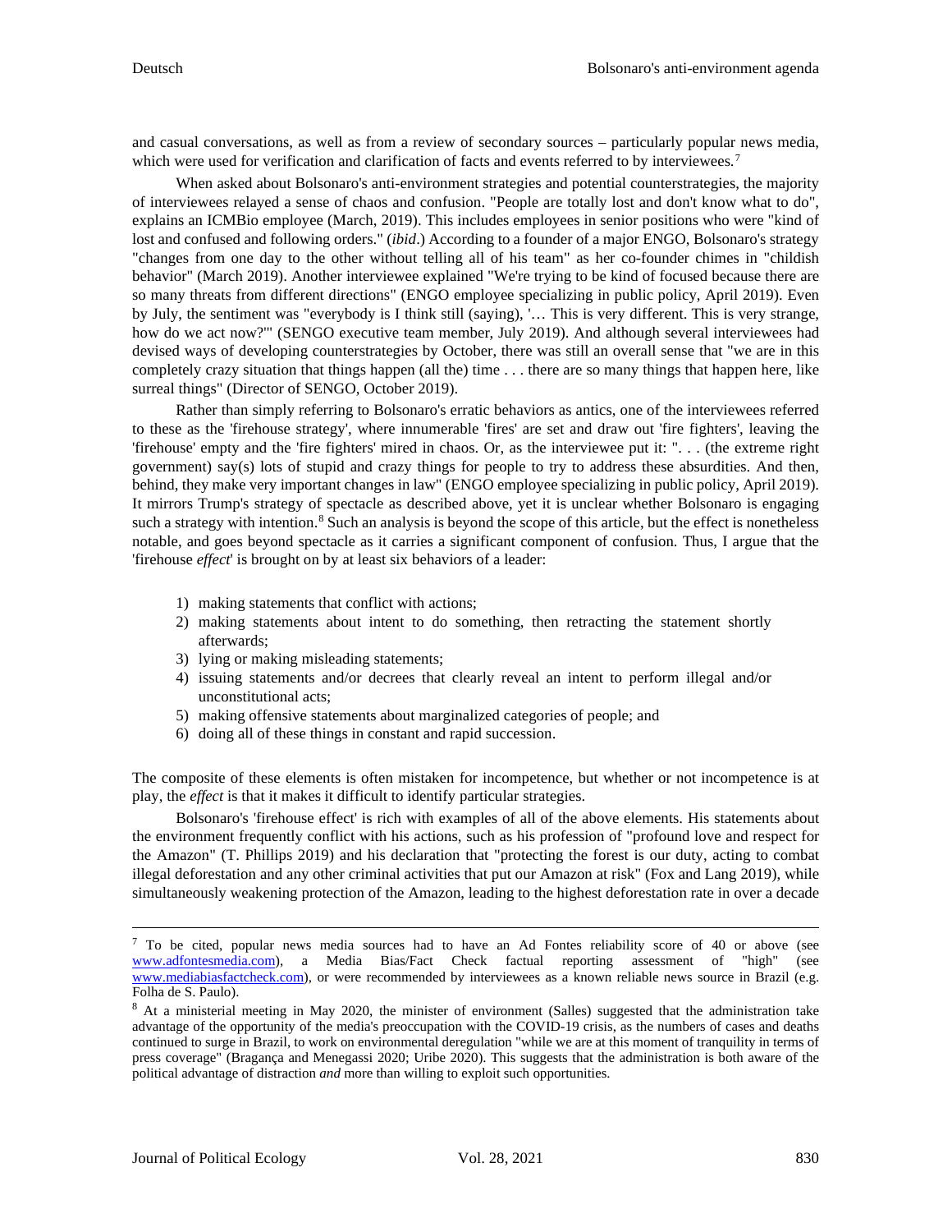and casual conversations, as well as from a review of secondary sources – particularly popular news media, which were used for verification and clarification of facts and events referred to by interviewees.[7]

When asked about Bolsonaro's anti-environment strategies and potential counterstrategies, the majority of interviewees relayed a sense of chaos and confusion. "People are totally lost and don't know what to do", explains an ICMBio employee (March, 2019). This includes employees in senior positions who were "kind of lost and confused and following orders." (*ibid*.) According to a founder of a major ENGO, Bolsonaro's strategy "changes from one day to the other without telling all of his team" as her co-founder chimes in "childish behavior" (March 2019). Another interviewee explained "We're trying to be kind of focused because there are so many threats from different directions" (ENGO employee specializing in public policy, April 2019). Even by July, the sentiment was "everybody is I think still (saying), '… This is very different. This is very strange, how do we act now?'" (SENGO executive team member, July 2019). And although several interviewees had devised ways of developing counterstrategies by October, there was still an overall sense that "we are in this completely crazy situation that things happen (all the) time . . . there are so many things that happen here, like surreal things" (Director of SENGO, October 2019).

Rather than simply referring to Bolsonaro's erratic behaviors as antics, one of the interviewees referred to these as the 'firehouse strategy', where innumerable 'fires' are set and draw out 'fire fighters', leaving the 'firehouse' empty and the 'fire fighters' mired in chaos. Or, as the interviewee put it: ". . . (the extreme right government) say(s) lots of stupid and crazy things for people to try to address these absurdities. And then, behind, they make very important changes in law" (ENGO employee specializing in public policy, April 2019). It mirrors Trump's strategy of spectacle as described above, yet it is unclear whether Bolsonaro is engaging such a strategy with intention.[8] Such an analysis is beyond the scope of this article, but the effect is nonetheless notable, and goes beyond spectacle as it carries a significant component of confusion. Thus, I argue that the 'firehouse *effect*' is brought on by at least six behaviors of a leader:

1) making statements that conflict with actions;
2) making statements about intent to do something, then retracting the statement shortly afterwards;
3) lying or making misleading statements;
4) issuing statements and/or decrees that clearly reveal an intent to perform illegal and/or unconstitutional acts;
5) making offensive statements about marginalized categories of people; and
6) doing all of these things in constant and rapid succession.

The composite of these elements is often mistaken for incompetence, but whether or not incompetence is at play, the *effect* is that it makes it difficult to identify particular strategies.

Bolsonaro's 'firehouse effect' is rich with examples of all of the above elements. His statements about the environment frequently conflict with his actions, such as his profession of "profound love and respect for the Amazon" (T. Phillips 2019) and his declaration that "protecting the forest is our duty, acting to combat illegal deforestation and any other criminal activities that put our Amazon at risk" (Fox and Lang 2019), while simultaneously weakening protection of the Amazon, leading to the highest deforestation rate in over a decade

---

[7] To be cited, popular news media sources had to have an Ad Fontes reliability score of 40 or above (see www.adfontesmedia.com), a Media Bias/Fact Check factual reporting assessment of "high" (see www.mediabiasfactcheck.com), or were recommended by interviewees as a known reliable news source in Brazil (e.g. Folha de S. Paulo).

[8] At a ministerial meeting in May 2020, the minister of environment (Salles) suggested that the administration take advantage of the opportunity of the media's preoccupation with the COVID-19 crisis, as the numbers of cases and deaths continued to surge in Brazil, to work on environmental deregulation "while we are at this moment of tranquility in terms of press coverage" (Bragança and Menegassi 2020; Uribe 2020). This suggests that the administration is both aware of the political advantage of distraction *and* more than willing to exploit such opportunities.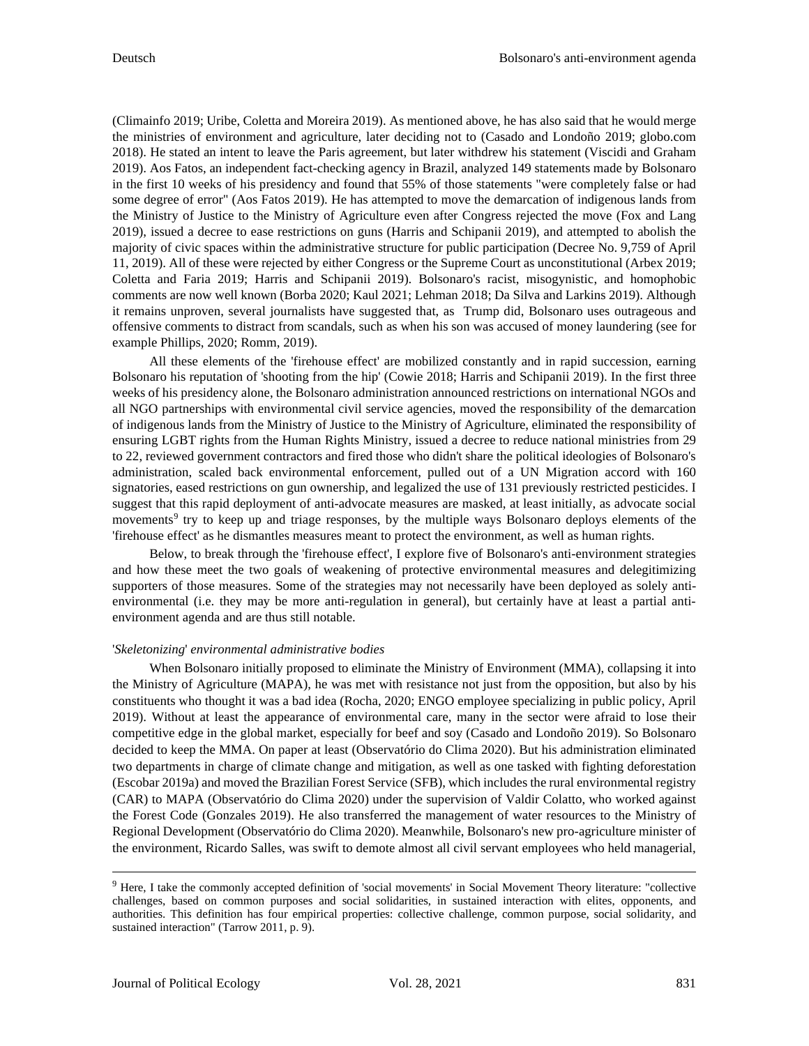(Climainfo 2019; Uribe, Coletta and Moreira 2019). As mentioned above, he has also said that he would merge the ministries of environment and agriculture, later deciding not to (Casado and Londoño 2019; globo.com 2018). He stated an intent to leave the Paris agreement, but later withdrew his statement (Viscidi and Graham 2019). Aos Fatos, an independent fact-checking agency in Brazil, analyzed 149 statements made by Bolsonaro in the first 10 weeks of his presidency and found that 55% of those statements "were completely false or had some degree of error" (Aos Fatos 2019). He has attempted to move the demarcation of indigenous lands from the Ministry of Justice to the Ministry of Agriculture even after Congress rejected the move (Fox and Lang 2019), issued a decree to ease restrictions on guns (Harris and Schipanii 2019), and attempted to abolish the majority of civic spaces within the administrative structure for public participation (Decree No. 9,759 of April 11, 2019). All of these were rejected by either Congress or the Supreme Court as unconstitutional (Arbex 2019; Coletta and Faria 2019; Harris and Schipanii 2019). Bolsonaro's racist, misogynistic, and homophobic comments are now well known (Borba 2020; Kaul 2021; Lehman 2018; Da Silva and Larkins 2019). Although it remains unproven, several journalists have suggested that, as Trump did, Bolsonaro uses outrageous and offensive comments to distract from scandals, such as when his son was accused of money laundering (see for example Phillips, 2020; Romm, 2019).

All these elements of the 'firehouse effect' are mobilized constantly and in rapid succession, earning Bolsonaro his reputation of 'shooting from the hip' (Cowie 2018; Harris and Schipanii 2019). In the first three weeks of his presidency alone, the Bolsonaro administration announced restrictions on international NGOs and all NGO partnerships with environmental civil service agencies, moved the responsibility of the demarcation of indigenous lands from the Ministry of Justice to the Ministry of Agriculture, eliminated the responsibility of ensuring LGBT rights from the Human Rights Ministry, issued a decree to reduce national ministries from 29 to 22, reviewed government contractors and fired those who didn't share the political ideologies of Bolsonaro's administration, scaled back environmental enforcement, pulled out of a UN Migration accord with 160 signatories, eased restrictions on gun ownership, and legalized the use of 131 previously restricted pesticides. I suggest that this rapid deployment of anti-advocate measures are masked, at least initially, as advocate social movements[9] try to keep up and triage responses, by the multiple ways Bolsonaro deploys elements of the 'firehouse effect' as he dismantles measures meant to protect the environment, as well as human rights.

Below, to break through the 'firehouse effect', I explore five of Bolsonaro's anti-environment strategies and how these meet the two goals of weakening of protective environmental measures and delegitimizing supporters of those measures. Some of the strategies may not necessarily have been deployed as solely anti-environmental (i.e. they may be more anti-regulation in general), but certainly have at least a partial anti-environment agenda and are thus still notable.

### '*Skeletonizing*' *environmental administrative bodies*

When Bolsonaro initially proposed to eliminate the Ministry of Environment (MMA), collapsing it into the Ministry of Agriculture (MAPA), he was met with resistance not just from the opposition, but also by his constituents who thought it was a bad idea (Rocha, 2020; ENGO employee specializing in public policy, April 2019). Without at least the appearance of environmental care, many in the sector were afraid to lose their competitive edge in the global market, especially for beef and soy (Casado and Londoño 2019). So Bolsonaro decided to keep the MMA. On paper at least (Observatório do Clima 2020). But his administration eliminated two departments in charge of climate change and mitigation, as well as one tasked with fighting deforestation (Escobar 2019a) and moved the Brazilian Forest Service (SFB), which includes the rural environmental registry (CAR) to MAPA (Observatório do Clima 2020) under the supervision of Valdir Colatto, who worked against the Forest Code (Gonzales 2019). He also transferred the management of water resources to the Ministry of Regional Development (Observatório do Clima 2020). Meanwhile, Bolsonaro's new pro-agriculture minister of the environment, Ricardo Salles, was swift to demote almost all civil servant employees who held managerial,

---

[9] Here, I take the commonly accepted definition of 'social movements' in Social Movement Theory literature: "collective challenges, based on common purposes and social solidarities, in sustained interaction with elites, opponents, and authorities. This definition has four empirical properties: collective challenge, common purpose, social solidarity, and sustained interaction" (Tarrow 2011, p. 9).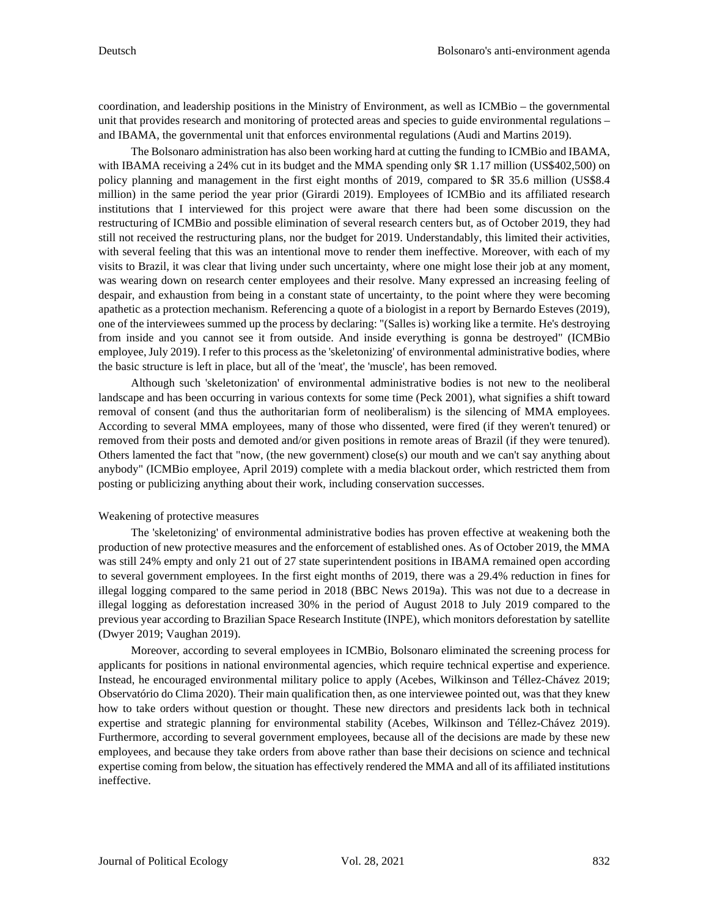coordination, and leadership positions in the Ministry of Environment, as well as ICMBio – the governmental unit that provides research and monitoring of protected areas and species to guide environmental regulations – and IBAMA, the governmental unit that enforces environmental regulations (Audi and Martins 2019).

The Bolsonaro administration has also been working hard at cutting the funding to ICMBio and IBAMA, with IBAMA receiving a 24% cut in its budget and the MMA spending only $R 1.17 million (US$402,500) on policy planning and management in the first eight months of 2019, compared to $R 35.6 million (US$8.4 million) in the same period the year prior (Girardi 2019). Employees of ICMBio and its affiliated research institutions that I interviewed for this project were aware that there had been some discussion on the restructuring of ICMBio and possible elimination of several research centers but, as of October 2019, they had still not received the restructuring plans, nor the budget for 2019. Understandably, this limited their activities, with several feeling that this was an intentional move to render them ineffective. Moreover, with each of my visits to Brazil, it was clear that living under such uncertainty, where one might lose their job at any moment, was wearing down on research center employees and their resolve. Many expressed an increasing feeling of despair, and exhaustion from being in a constant state of uncertainty, to the point where they were becoming apathetic as a protection mechanism. Referencing a quote of a biologist in a report by Bernardo Esteves (2019), one of the interviewees summed up the process by declaring: "(Salles is) working like a termite. He's destroying from inside and you cannot see it from outside. And inside everything is gonna be destroyed" (ICMBio employee, July 2019). I refer to this process as the 'skeletonizing' of environmental administrative bodies, where the basic structure is left in place, but all of the 'meat', the 'muscle', has been removed.

Although such 'skeletonization' of environmental administrative bodies is not new to the neoliberal landscape and has been occurring in various contexts for some time (Peck 2001), what signifies a shift toward removal of consent (and thus the authoritarian form of neoliberalism) is the silencing of MMA employees. According to several MMA employees, many of those who dissented, were fired (if they weren't tenured) or removed from their posts and demoted and/or given positions in remote areas of Brazil (if they were tenured). Others lamented the fact that "now, (the new government) close(s) our mouth and we can't say anything about anybody" (ICMBio employee, April 2019) complete with a media blackout order, which restricted them from posting or publicizing anything about their work, including conservation successes.

## Weakening of protective measures

The 'skeletonizing' of environmental administrative bodies has proven effective at weakening both the production of new protective measures and the enforcement of established ones. As of October 2019, the MMA was still 24% empty and only 21 out of 27 state superintendent positions in IBAMA remained open according to several government employees. In the first eight months of 2019, there was a 29.4% reduction in fines for illegal logging compared to the same period in 2018 (BBC News 2019a). This was not due to a decrease in illegal logging as deforestation increased 30% in the period of August 2018 to July 2019 compared to the previous year according to Brazilian Space Research Institute (INPE), which monitors deforestation by satellite (Dwyer 2019; Vaughan 2019).

Moreover, according to several employees in ICMBio, Bolsonaro eliminated the screening process for applicants for positions in national environmental agencies, which require technical expertise and experience. Instead, he encouraged environmental military police to apply (Acebes, Wilkinson and Téllez-Chávez 2019; Observatório do Clima 2020). Their main qualification then, as one interviewee pointed out, was that they knew how to take orders without question or thought. These new directors and presidents lack both in technical expertise and strategic planning for environmental stability (Acebes, Wilkinson and Téllez-Chávez 2019). Furthermore, according to several government employees, because all of the decisions are made by these new employees, and because they take orders from above rather than base their decisions on science and technical expertise coming from below, the situation has effectively rendered the MMA and all of its affiliated institutions ineffective.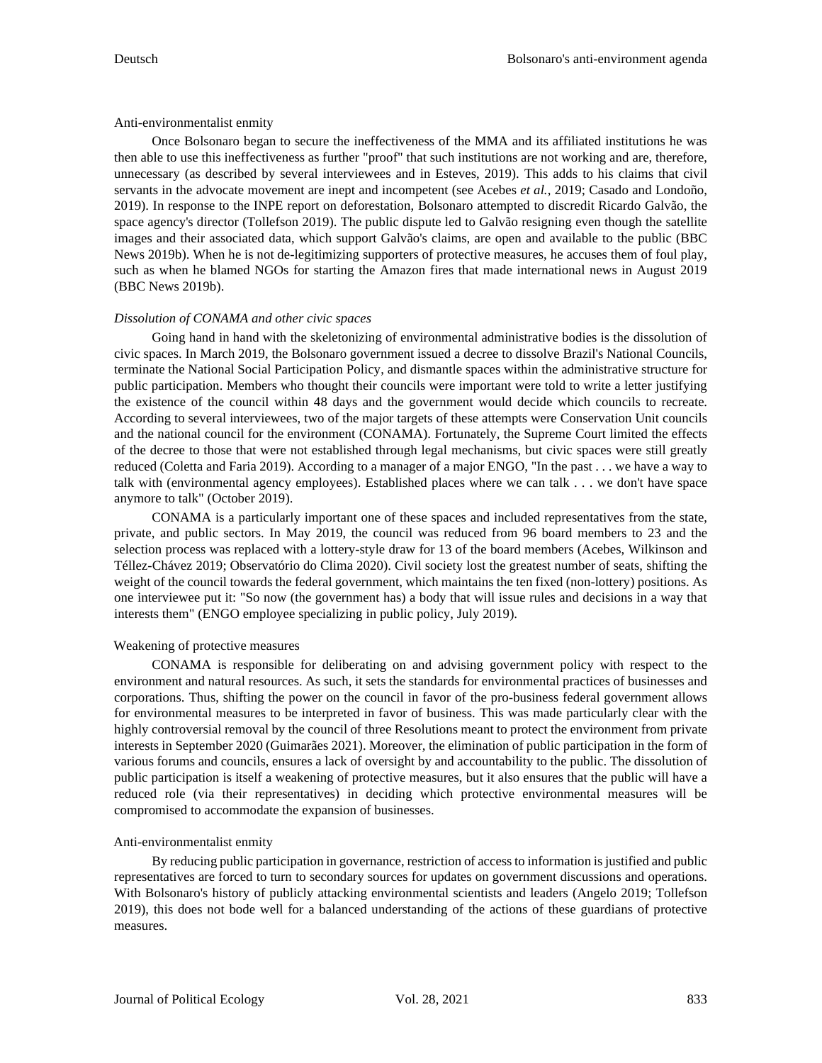Anti-environmentalist enmity

Once Bolsonaro began to secure the ineffectiveness of the MMA and its affiliated institutions he was then able to use this ineffectiveness as further "proof" that such institutions are not working and are, therefore, unnecessary (as described by several interviewees and in Esteves, 2019). This adds to his claims that civil servants in the advocate movement are inept and incompetent (see Acebes *et al.*, 2019; Casado and Londoño, 2019). In response to the INPE report on deforestation, Bolsonaro attempted to discredit Ricardo Galvão, the space agency's director (Tollefson 2019). The public dispute led to Galvão resigning even though the satellite images and their associated data, which support Galvão's claims, are open and available to the public (BBC News 2019b). When he is not de-legitimizing supporters of protective measures, he accuses them of foul play, such as when he blamed NGOs for starting the Amazon fires that made international news in August 2019 (BBC News 2019b).

*Dissolution of CONAMA and other civic spaces*

Going hand in hand with the skeletonizing of environmental administrative bodies is the dissolution of civic spaces. In March 2019, the Bolsonaro government issued a decree to dissolve Brazil's National Councils, terminate the National Social Participation Policy, and dismantle spaces within the administrative structure for public participation. Members who thought their councils were important were told to write a letter justifying the existence of the council within 48 days and the government would decide which councils to recreate. According to several interviewees, two of the major targets of these attempts were Conservation Unit councils and the national council for the environment (CONAMA). Fortunately, the Supreme Court limited the effects of the decree to those that were not established through legal mechanisms, but civic spaces were still greatly reduced (Coletta and Faria 2019). According to a manager of a major ENGO, "In the past . . . we have a way to talk with (environmental agency employees). Established places where we can talk . . . we don't have space anymore to talk" (October 2019).

CONAMA is a particularly important one of these spaces and included representatives from the state, private, and public sectors. In May 2019, the council was reduced from 96 board members to 23 and the selection process was replaced with a lottery-style draw for 13 of the board members (Acebes, Wilkinson and Téllez-Chávez 2019; Observatório do Clima 2020). Civil society lost the greatest number of seats, shifting the weight of the council towards the federal government, which maintains the ten fixed (non-lottery) positions. As one interviewee put it: "So now (the government has) a body that will issue rules and decisions in a way that interests them" (ENGO employee specializing in public policy, July 2019).

Weakening of protective measures

CONAMA is responsible for deliberating on and advising government policy with respect to the environment and natural resources. As such, it sets the standards for environmental practices of businesses and corporations. Thus, shifting the power on the council in favor of the pro-business federal government allows for environmental measures to be interpreted in favor of business. This was made particularly clear with the highly controversial removal by the council of three Resolutions meant to protect the environment from private interests in September 2020 (Guimarães 2021). Moreover, the elimination of public participation in the form of various forums and councils, ensures a lack of oversight by and accountability to the public. The dissolution of public participation is itself a weakening of protective measures, but it also ensures that the public will have a reduced role (via their representatives) in deciding which protective environmental measures will be compromised to accommodate the expansion of businesses.

Anti-environmentalist enmity

By reducing public participation in governance, restriction of access to information is justified and public representatives are forced to turn to secondary sources for updates on government discussions and operations. With Bolsonaro's history of publicly attacking environmental scientists and leaders (Angelo 2019; Tollefson 2019), this does not bode well for a balanced understanding of the actions of these guardians of protective measures.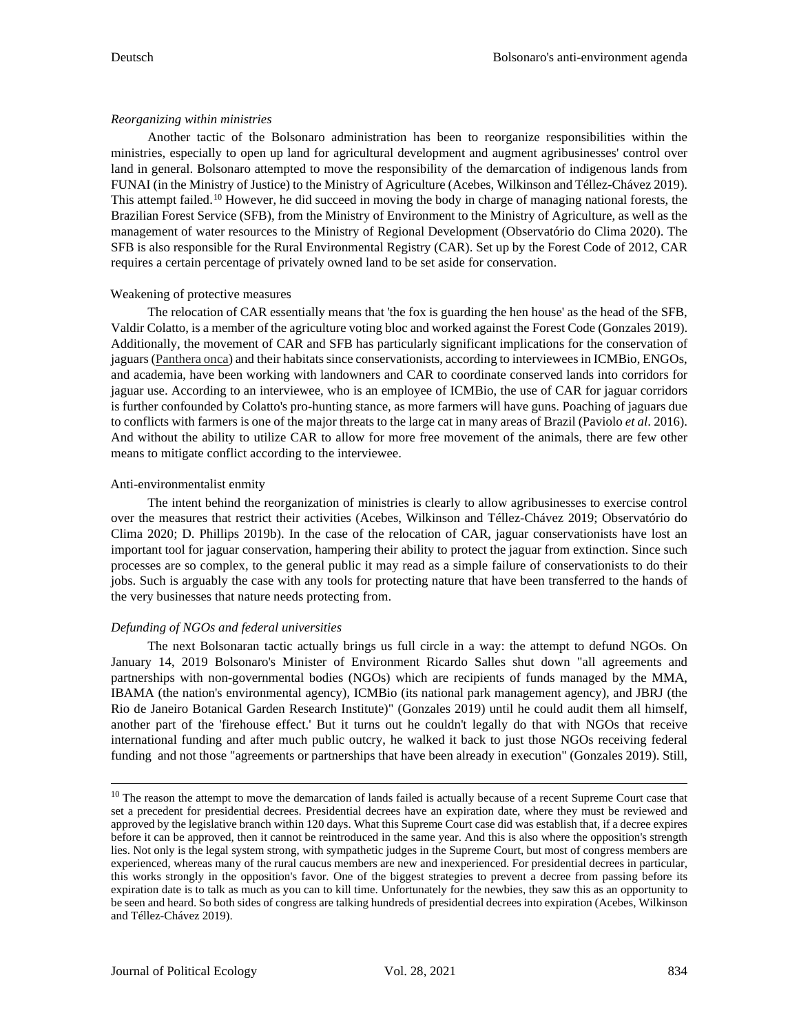### *Reorganizing within ministries*

Another tactic of the Bolsonaro administration has been to reorganize responsibilities within the ministries, especially to open up land for agricultural development and augment agribusinesses' control over land in general. Bolsonaro attempted to move the responsibility of the demarcation of indigenous lands from FUNAI (in the Ministry of Justice) to the Ministry of Agriculture (Acebes, Wilkinson and Téllez-Chávez 2019). This attempt failed.[10] However, he did succeed in moving the body in charge of managing national forests, the Brazilian Forest Service (SFB), from the Ministry of Environment to the Ministry of Agriculture, as well as the management of water resources to the Ministry of Regional Development (Observatório do Clima 2020). The SFB is also responsible for the Rural Environmental Registry (CAR). Set up by the Forest Code of 2012, CAR requires a certain percentage of privately owned land to be set aside for conservation.

#### Weakening of protective measures

The relocation of CAR essentially means that 'the fox is guarding the hen house' as the head of the SFB, Valdir Colatto, is a member of the agriculture voting bloc and worked against the Forest Code (Gonzales 2019). Additionally, the movement of CAR and SFB has particularly significant implications for the conservation of jaguars (Panthera onca) and their habitats since conservationists, according to interviewees in ICMBio, ENGOs, and academia, have been working with landowners and CAR to coordinate conserved lands into corridors for jaguar use. According to an interviewee, who is an employee of ICMBio, the use of CAR for jaguar corridors is further confounded by Colatto's pro-hunting stance, as more farmers will have guns. Poaching of jaguars due to conflicts with farmers is one of the major threats to the large cat in many areas of Brazil (Paviolo *et al*. 2016). And without the ability to utilize CAR to allow for more free movement of the animals, there are few other means to mitigate conflict according to the interviewee.

#### Anti-environmentalist enmity

The intent behind the reorganization of ministries is clearly to allow agribusinesses to exercise control over the measures that restrict their activities (Acebes, Wilkinson and Téllez-Chávez 2019; Observatório do Clima 2020; D. Phillips 2019b). In the case of the relocation of CAR, jaguar conservationists have lost an important tool for jaguar conservation, hampering their ability to protect the jaguar from extinction. Since such processes are so complex, to the general public it may read as a simple failure of conservationists to do their jobs. Such is arguably the case with any tools for protecting nature that have been transferred to the hands of the very businesses that nature needs protecting from.

### *Defunding of NGOs and federal universities*

The next Bolsonaran tactic actually brings us full circle in a way: the attempt to defund NGOs. On January 14, 2019 Bolsonaro's Minister of Environment Ricardo Salles shut down "all agreements and partnerships with non-governmental bodies (NGOs) which are recipients of funds managed by the MMA, IBAMA (the nation's environmental agency), ICMBio (its national park management agency), and JBRJ (the Rio de Janeiro Botanical Garden Research Institute)" (Gonzales 2019) until he could audit them all himself, another part of the 'firehouse effect.' But it turns out he couldn't legally do that with NGOs that receive international funding and after much public outcry, he walked it back to just those NGOs receiving federal funding and not those "agreements or partnerships that have been already in execution" (Gonzales 2019). Still,

---

[10] The reason the attempt to move the demarcation of lands failed is actually because of a recent Supreme Court case that set a precedent for presidential decrees. Presidential decrees have an expiration date, where they must be reviewed and approved by the legislative branch within 120 days. What this Supreme Court case did was establish that, if a decree expires before it can be approved, then it cannot be reintroduced in the same year. And this is also where the opposition's strength lies. Not only is the legal system strong, with sympathetic judges in the Supreme Court, but most of congress members are experienced, whereas many of the rural caucus members are new and inexperienced. For presidential decrees in particular, this works strongly in the opposition's favor. One of the biggest strategies to prevent a decree from passing before its expiration date is to talk as much as you can to kill time. Unfortunately for the newbies, they saw this as an opportunity to be seen and heard. So both sides of congress are talking hundreds of presidential decrees into expiration (Acebes, Wilkinson and Téllez-Chávez 2019).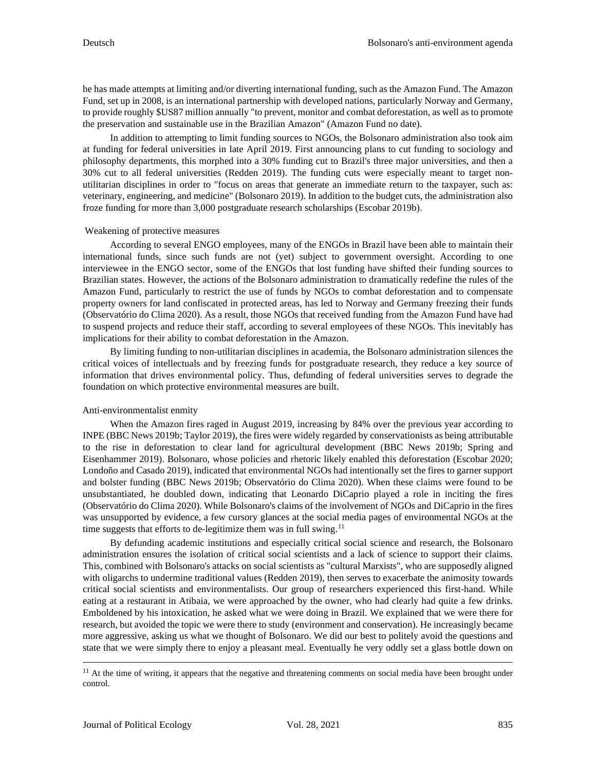he has made attempts at limiting and/or diverting international funding, such as the Amazon Fund. The Amazon Fund, set up in 2008, is an international partnership with developed nations, particularly Norway and Germany, to provide roughly $US87 million annually "to prevent, monitor and combat deforestation, as well as to promote the preservation and sustainable use in the Brazilian Amazon" (Amazon Fund no date).

In addition to attempting to limit funding sources to NGOs, the Bolsonaro administration also took aim at funding for federal universities in late April 2019. First announcing plans to cut funding to sociology and philosophy departments, this morphed into a 30% funding cut to Brazil's three major universities, and then a 30% cut to all federal universities (Redden 2019). The funding cuts were especially meant to target non-utilitarian disciplines in order to "focus on areas that generate an immediate return to the taxpayer, such as: veterinary, engineering, and medicine" (Bolsonaro 2019). In addition to the budget cuts, the administration also froze funding for more than 3,000 postgraduate research scholarships (Escobar 2019b).

### Weakening of protective measures

According to several ENGO employees, many of the ENGOs in Brazil have been able to maintain their international funds, since such funds are not (yet) subject to government oversight. According to one interviewee in the ENGO sector, some of the ENGOs that lost funding have shifted their funding sources to Brazilian states. However, the actions of the Bolsonaro administration to dramatically redefine the rules of the Amazon Fund, particularly to restrict the use of funds by NGOs to combat deforestation and to compensate property owners for land confiscated in protected areas, has led to Norway and Germany freezing their funds (Observatório do Clima 2020). As a result, those NGOs that received funding from the Amazon Fund have had to suspend projects and reduce their staff, according to several employees of these NGOs. This inevitably has implications for their ability to combat deforestation in the Amazon.

By limiting funding to non-utilitarian disciplines in academia, the Bolsonaro administration silences the critical voices of intellectuals and by freezing funds for postgraduate research, they reduce a key source of information that drives environmental policy. Thus, defunding of federal universities serves to degrade the foundation on which protective environmental measures are built.

### Anti-environmentalist enmity

When the Amazon fires raged in August 2019, increasing by 84% over the previous year according to INPE (BBC News 2019b; Taylor 2019), the fires were widely regarded by conservationists as being attributable to the rise in deforestation to clear land for agricultural development (BBC News 2019b; Spring and Eisenhammer 2019). Bolsonaro, whose policies and rhetoric likely enabled this deforestation (Escobar 2020; Londoño and Casado 2019), indicated that environmental NGOs had intentionally set the fires to garner support and bolster funding (BBC News 2019b; Observatório do Clima 2020). When these claims were found to be unsubstantiated, he doubled down, indicating that Leonardo DiCaprio played a role in inciting the fires (Observatório do Clima 2020). While Bolsonaro's claims of the involvement of NGOs and DiCaprio in the fires was unsupported by evidence, a few cursory glances at the social media pages of environmental NGOs at the time suggests that efforts to de-legitimize them was in full swing.[11]

By defunding academic institutions and especially critical social science and research, the Bolsonaro administration ensures the isolation of critical social scientists and a lack of science to support their claims. This, combined with Bolsonaro's attacks on social scientists as "cultural Marxists", who are supposedly aligned with oligarchs to undermine traditional values (Redden 2019), then serves to exacerbate the animosity towards critical social scientists and environmentalists. Our group of researchers experienced this first-hand. While eating at a restaurant in Atibaia, we were approached by the owner, who had clearly had quite a few drinks. Emboldened by his intoxication, he asked what we were doing in Brazil. We explained that we were there for research, but avoided the topic we were there to study (environment and conservation). He increasingly became more aggressive, asking us what we thought of Bolsonaro. We did our best to politely avoid the questions and state that we were simply there to enjoy a pleasant meal. Eventually he very oddly set a glass bottle down on

---

[11] At the time of writing, it appears that the negative and threatening comments on social media have been brought under control.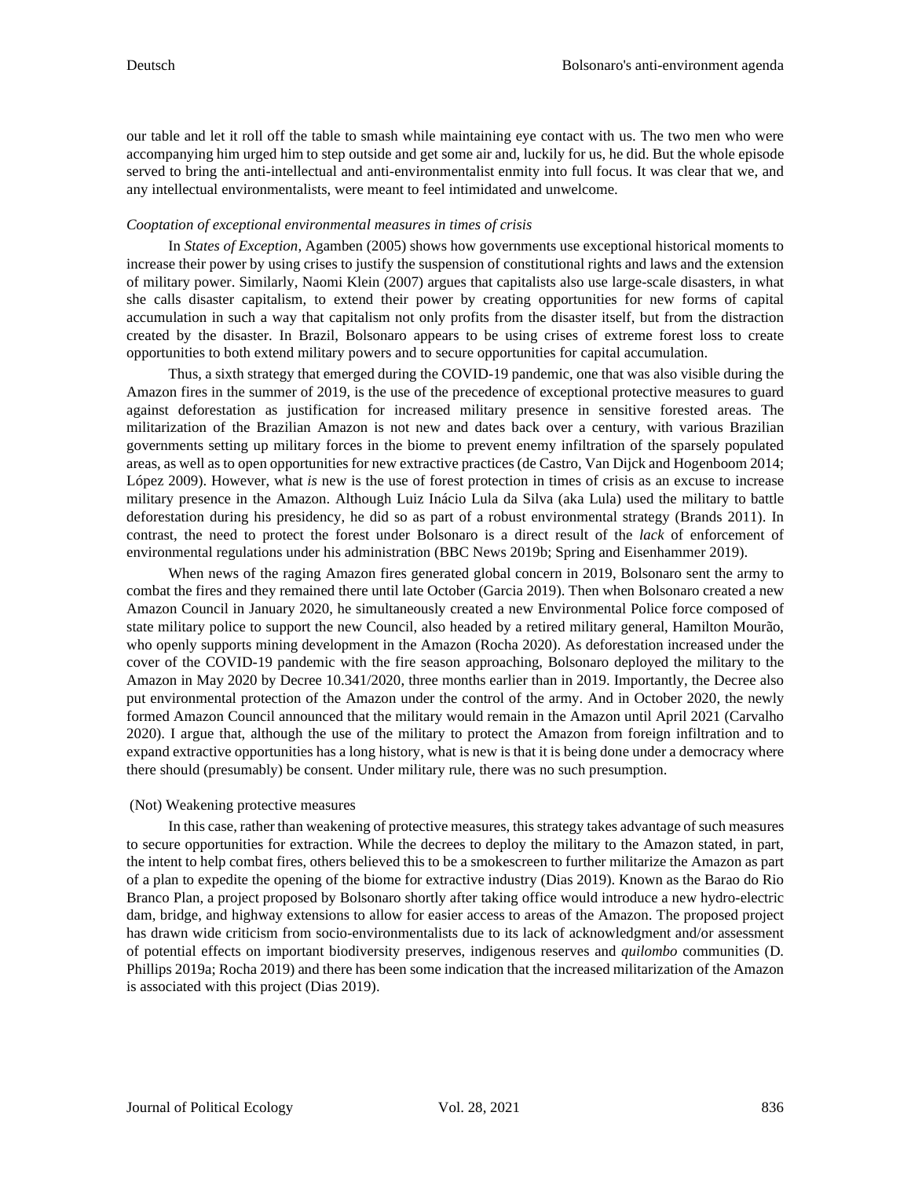our table and let it roll off the table to smash while maintaining eye contact with us. The two men who were accompanying him urged him to step outside and get some air and, luckily for us, he did. But the whole episode served to bring the anti-intellectual and anti-environmentalist enmity into full focus. It was clear that we, and any intellectual environmentalists, were meant to feel intimidated and unwelcome.

*Cooptation of exceptional environmental measures in times of crisis*

In *States of Exception*, Agamben (2005) shows how governments use exceptional historical moments to increase their power by using crises to justify the suspension of constitutional rights and laws and the extension of military power. Similarly, Naomi Klein (2007) argues that capitalists also use large-scale disasters, in what she calls disaster capitalism, to extend their power by creating opportunities for new forms of capital accumulation in such a way that capitalism not only profits from the disaster itself, but from the distraction created by the disaster. In Brazil, Bolsonaro appears to be using crises of extreme forest loss to create opportunities to both extend military powers and to secure opportunities for capital accumulation.

Thus, a sixth strategy that emerged during the COVID-19 pandemic, one that was also visible during the Amazon fires in the summer of 2019, is the use of the precedence of exceptional protective measures to guard against deforestation as justification for increased military presence in sensitive forested areas. The militarization of the Brazilian Amazon is not new and dates back over a century, with various Brazilian governments setting up military forces in the biome to prevent enemy infiltration of the sparsely populated areas, as well as to open opportunities for new extractive practices (de Castro, Van Dijck and Hogenboom 2014; López 2009). However, what *is* new is the use of forest protection in times of crisis as an excuse to increase military presence in the Amazon. Although Luiz Inácio Lula da Silva (aka Lula) used the military to battle deforestation during his presidency, he did so as part of a robust environmental strategy (Brands 2011). In contrast, the need to protect the forest under Bolsonaro is a direct result of the *lack* of enforcement of environmental regulations under his administration (BBC News 2019b; Spring and Eisenhammer 2019).

When news of the raging Amazon fires generated global concern in 2019, Bolsonaro sent the army to combat the fires and they remained there until late October (Garcia 2019). Then when Bolsonaro created a new Amazon Council in January 2020, he simultaneously created a new Environmental Police force composed of state military police to support the new Council, also headed by a retired military general, Hamilton Mourão, who openly supports mining development in the Amazon (Rocha 2020). As deforestation increased under the cover of the COVID-19 pandemic with the fire season approaching, Bolsonaro deployed the military to the Amazon in May 2020 by Decree 10.341/2020, three months earlier than in 2019. Importantly, the Decree also put environmental protection of the Amazon under the control of the army. And in October 2020, the newly formed Amazon Council announced that the military would remain in the Amazon until April 2021 (Carvalho 2020). I argue that, although the use of the military to protect the Amazon from foreign infiltration and to expand extractive opportunities has a long history, what is new is that it is being done under a democracy where there should (presumably) be consent. Under military rule, there was no such presumption.

(Not) Weakening protective measures

In this case, rather than weakening of protective measures, this strategy takes advantage of such measures to secure opportunities for extraction. While the decrees to deploy the military to the Amazon stated, in part, the intent to help combat fires, others believed this to be a smokescreen to further militarize the Amazon as part of a plan to expedite the opening of the biome for extractive industry (Dias 2019). Known as the Barao do Rio Branco Plan, a project proposed by Bolsonaro shortly after taking office would introduce a new hydro-electric dam, bridge, and highway extensions to allow for easier access to areas of the Amazon. The proposed project has drawn wide criticism from socio-environmentalists due to its lack of acknowledgment and/or assessment of potential effects on important biodiversity preserves, indigenous reserves and *quilombo* communities (D. Phillips 2019a; Rocha 2019) and there has been some indication that the increased militarization of the Amazon is associated with this project (Dias 2019).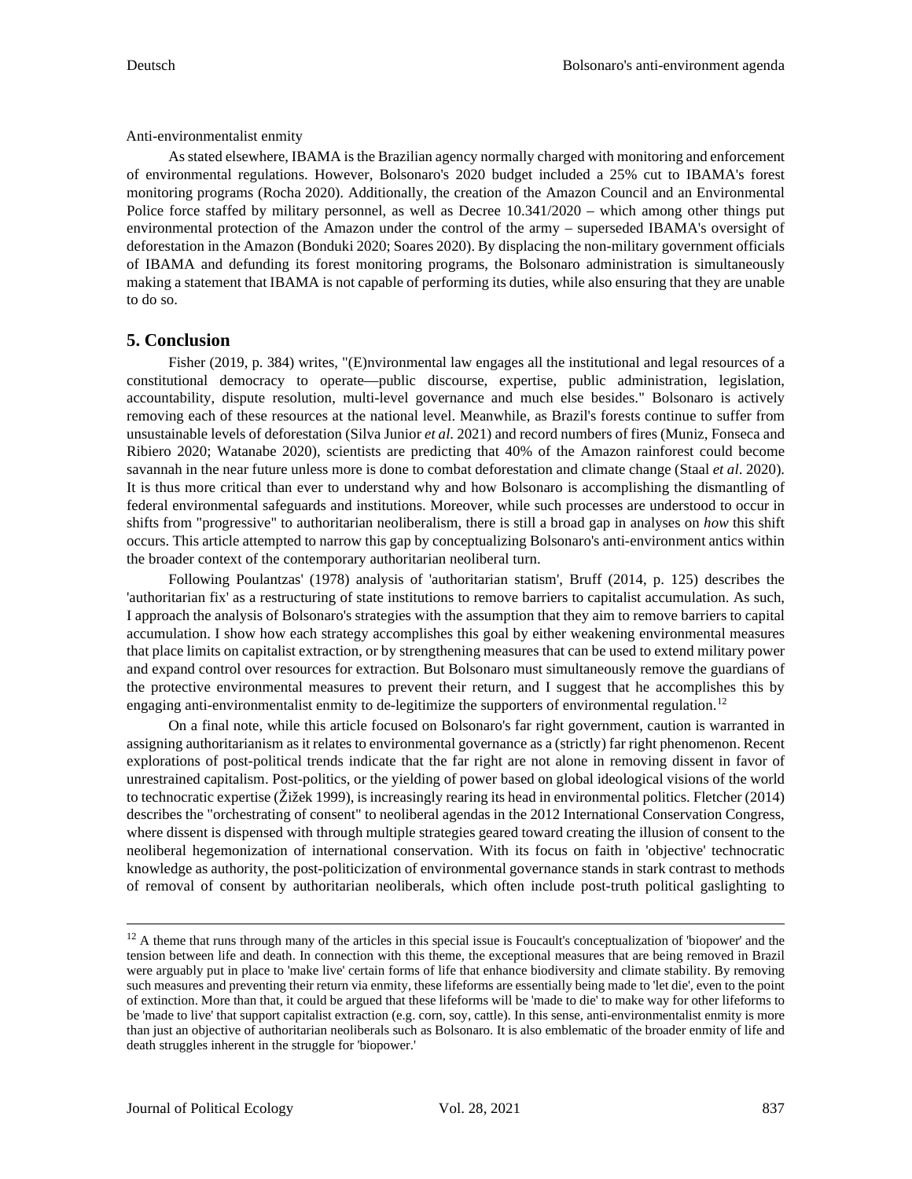Anti-environmentalist enmity

As stated elsewhere, IBAMA is the Brazilian agency normally charged with monitoring and enforcement of environmental regulations. However, Bolsonaro's 2020 budget included a 25% cut to IBAMA's forest monitoring programs (Rocha 2020). Additionally, the creation of the Amazon Council and an Environmental Police force staffed by military personnel, as well as Decree 10.341/2020 – which among other things put environmental protection of the Amazon under the control of the army – superseded IBAMA's oversight of deforestation in the Amazon (Bonduki 2020; Soares 2020). By displacing the non-military government officials of IBAMA and defunding its forest monitoring programs, the Bolsonaro administration is simultaneously making a statement that IBAMA is not capable of performing its duties, while also ensuring that they are unable to do so.

## 5. Conclusion

Fisher (2019, p. 384) writes, "(E)nvironmental law engages all the institutional and legal resources of a constitutional democracy to operate—public discourse, expertise, public administration, legislation, accountability, dispute resolution, multi-level governance and much else besides." Bolsonaro is actively removing each of these resources at the national level. Meanwhile, as Brazil's forests continue to suffer from unsustainable levels of deforestation (Silva Junior *et al*. 2021) and record numbers of fires (Muniz, Fonseca and Ribiero 2020; Watanabe 2020), scientists are predicting that 40% of the Amazon rainforest could become savannah in the near future unless more is done to combat deforestation and climate change (Staal *et al*. 2020). It is thus more critical than ever to understand why and how Bolsonaro is accomplishing the dismantling of federal environmental safeguards and institutions. Moreover, while such processes are understood to occur in shifts from "progressive" to authoritarian neoliberalism, there is still a broad gap in analyses on *how* this shift occurs. This article attempted to narrow this gap by conceptualizing Bolsonaro's anti-environment antics within the broader context of the contemporary authoritarian neoliberal turn.

Following Poulantzas' (1978) analysis of 'authoritarian statism', Bruff (2014, p. 125) describes the 'authoritarian fix' as a restructuring of state institutions to remove barriers to capitalist accumulation. As such, I approach the analysis of Bolsonaro's strategies with the assumption that they aim to remove barriers to capital accumulation. I show how each strategy accomplishes this goal by either weakening environmental measures that place limits on capitalist extraction, or by strengthening measures that can be used to extend military power and expand control over resources for extraction. But Bolsonaro must simultaneously remove the guardians of the protective environmental measures to prevent their return, and I suggest that he accomplishes this by engaging anti-environmentalist enmity to de-legitimize the supporters of environmental regulation.[12]

On a final note, while this article focused on Bolsonaro's far right government, caution is warranted in assigning authoritarianism as it relates to environmental governance as a (strictly) far right phenomenon. Recent explorations of post-political trends indicate that the far right are not alone in removing dissent in favor of unrestrained capitalism. Post-politics, or the yielding of power based on global ideological visions of the world to technocratic expertise (Žižek 1999), is increasingly rearing its head in environmental politics. Fletcher (2014) describes the "orchestrating of consent" to neoliberal agendas in the 2012 International Conservation Congress, where dissent is dispensed with through multiple strategies geared toward creating the illusion of consent to the neoliberal hegemonization of international conservation. With its focus on faith in 'objective' technocratic knowledge as authority, the post-politicization of environmental governance stands in stark contrast to methods of removal of consent by authoritarian neoliberals, which often include post-truth political gaslighting to

---

[12] A theme that runs through many of the articles in this special issue is Foucault's conceptualization of 'biopower' and the tension between life and death. In connection with this theme, the exceptional measures that are being removed in Brazil were arguably put in place to 'make live' certain forms of life that enhance biodiversity and climate stability. By removing such measures and preventing their return via enmity, these lifeforms are essentially being made to 'let die', even to the point of extinction. More than that, it could be argued that these lifeforms will be 'made to die' to make way for other lifeforms to be 'made to live' that support capitalist extraction (e.g. corn, soy, cattle). In this sense, anti-environmentalist enmity is more than just an objective of authoritarian neoliberals such as Bolsonaro. It is also emblematic of the broader enmity of life and death struggles inherent in the struggle for 'biopower.'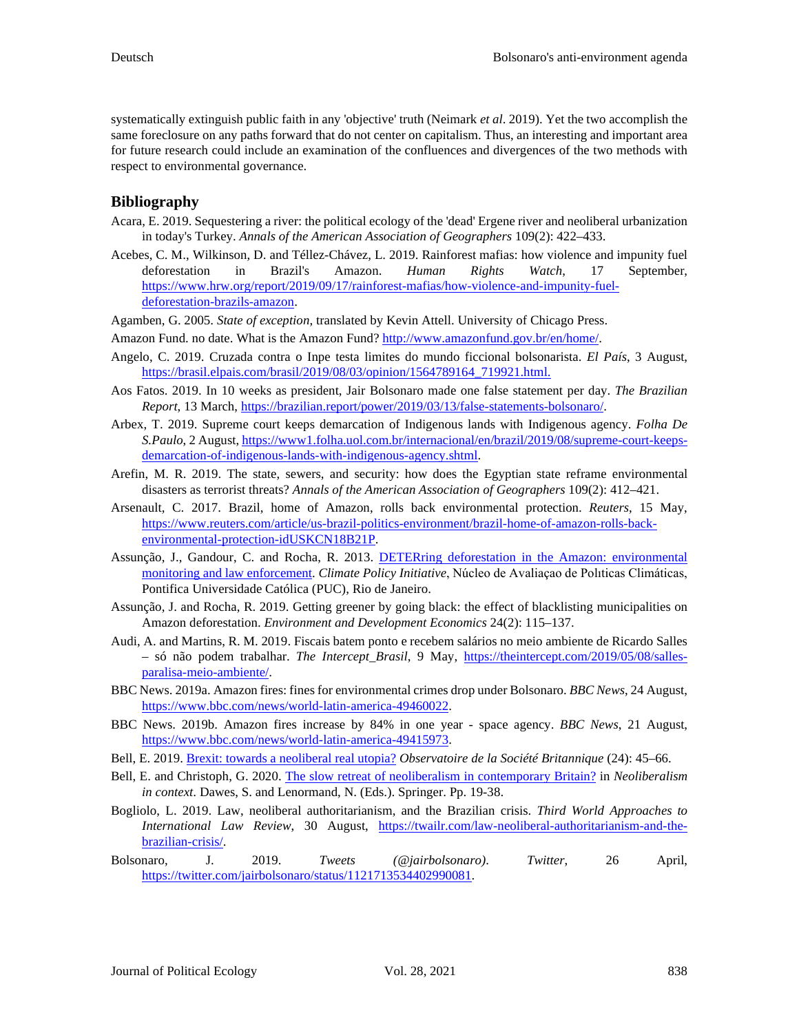systematically extinguish public faith in any 'objective' truth (Neimark *et al*. 2019). Yet the two accomplish the same foreclosure on any paths forward that do not center on capitalism. Thus, an interesting and important area for future research could include an examination of the confluences and divergences of the two methods with respect to environmental governance.

## Bibliography

Acara, E. 2019. Sequestering a river: the political ecology of the 'dead' Ergene river and neoliberal urbanization in today's Turkey. *Annals of the American Association of Geographers* 109(2): 422–433.

Acebes, C. M., Wilkinson, D. and Téllez-Chávez, L. 2019. Rainforest mafias: how violence and impunity fuel deforestation in Brazil's Amazon. *Human Rights Watch*, 17 September, https://www.hrw.org/report/2019/09/17/rainforest-mafias/how-violence-and-impunity-fuel-deforestation-brazils-amazon.

Agamben, G. 2005. *State of exception*, translated by Kevin Attell. University of Chicago Press.

Amazon Fund. no date. What is the Amazon Fund? http://www.amazonfund.gov.br/en/home/.

Angelo, C. 2019. Cruzada contra o Inpe testa limites do mundo ficcional bolsonarista. *El País*, 3 August, https://brasil.elpais.com/brasil/2019/08/03/opinion/1564789164_719921.html.

Aos Fatos. 2019. In 10 weeks as president, Jair Bolsonaro made one false statement per day. *The Brazilian Report*, 13 March, https://brazilian.report/power/2019/03/13/false-statements-bolsonaro/.

Arbex, T. 2019. Supreme court keeps demarcation of Indigenous lands with Indigenous agency. *Folha De S.Paulo*, 2 August, https://www1.folha.uol.com.br/internacional/en/brazil/2019/08/supreme-court-keeps-demarcation-of-indigenous-lands-with-indigenous-agency.shtml.

Arefin, M. R. 2019. The state, sewers, and security: how does the Egyptian state reframe environmental disasters as terrorist threats? *Annals of the American Association of Geographers* 109(2): 412–421.

Arsenault, C. 2017. Brazil, home of Amazon, rolls back environmental protection. *Reuters*, 15 May, https://www.reuters.com/article/us-brazil-politics-environment/brazil-home-of-amazon-rolls-back-environmental-protection-idUSKCN18B21P.

Assunção, J., Gandour, C. and Rocha, R. 2013. DETERring deforestation in the Amazon: environmental monitoring and law enforcement. *Climate Policy Initiative*, Núcleo de Avaliaçao de Polıticas Climáticas, Pontifica Universidade Católica (PUC), Rio de Janeiro.

Assunção, J. and Rocha, R. 2019. Getting greener by going black: the effect of blacklisting municipalities on Amazon deforestation. *Environment and Development Economics* 24(2): 115–137.

Audi, A. and Martins, R. M. 2019. Fiscais batem ponto e recebem salários no meio ambiente de Ricardo Salles – só não podem trabalhar. *The Intercept_Brasil*, 9 May, https://theintercept.com/2019/05/08/salles-paralisa-meio-ambiente/.

BBC News. 2019a. Amazon fires: fines for environmental crimes drop under Bolsonaro. *BBC News*, 24 August, https://www.bbc.com/news/world-latin-america-49460022.

BBC News. 2019b. Amazon fires increase by 84% in one year - space agency. *BBC News*, 21 August, https://www.bbc.com/news/world-latin-america-49415973.

Bell, E. 2019. Brexit: towards a neoliberal real utopia? *Observatoire de la Société Britannique* (24): 45–66.

Bell, E. and Christoph, G. 2020. The slow retreat of neoliberalism in contemporary Britain? in *Neoliberalism in context*. Dawes, S. and Lenormand, N. (Eds.). Springer. Pp. 19-38.

Bogliolo, L. 2019. Law, neoliberal authoritarianism, and the Brazilian crisis. *Third World Approaches to International Law Review*, 30 August, https://twailr.com/law-neoliberal-authoritarianism-and-the-brazilian-crisis/.

Bolsonaro, J. 2019. *Tweets (@jairbolsonaro)*. *Twitter*, 26 April, https://twitter.com/jairbolsonaro/status/1121713534402990081.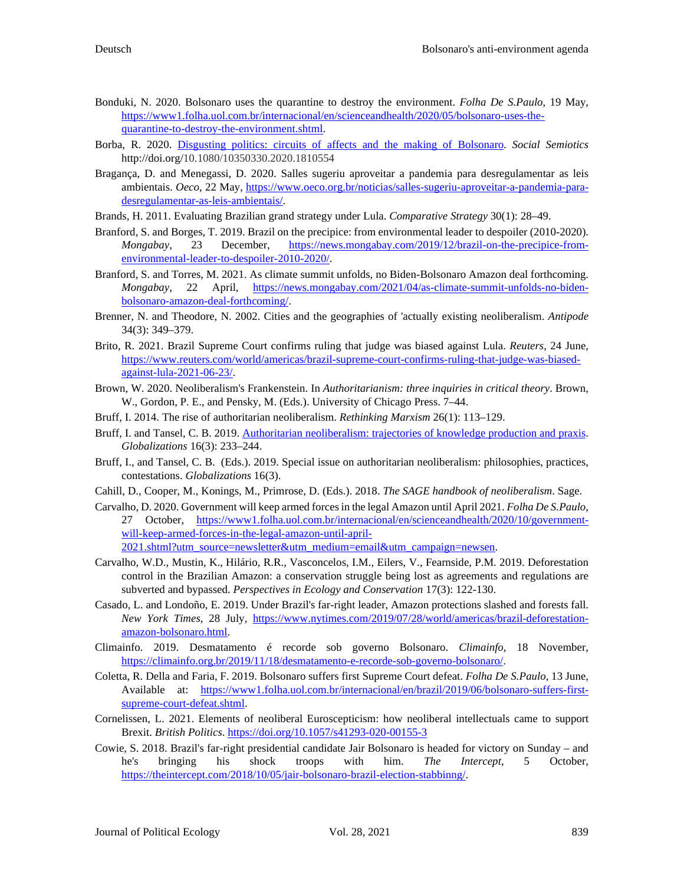Bonduki, N. 2020. Bolsonaro uses the quarantine to destroy the environment. *Folha De S.Paulo*, 19 May, https://www1.folha.uol.com.br/internacional/en/scienceandhealth/2020/05/bolsonaro-uses-the-quarantine-to-destroy-the-environment.shtml.

Borba, R. 2020. Disgusting politics: circuits of affects and the making of Bolsonaro. *Social Semiotics* http://doi.org/10.1080/10350330.2020.1810554

Bragança, D. and Menegassi, D. 2020. Salles sugeriu aproveitar a pandemia para desregulamentar as leis ambientais. *Oeco*, 22 May, https://www.oeco.org.br/noticias/salles-sugeriu-aproveitar-a-pandemia-para-desregulamentar-as-leis-ambientais/.

Brands, H. 2011. Evaluating Brazilian grand strategy under Lula. *Comparative Strategy* 30(1): 28–49.

Branford, S. and Borges, T. 2019. Brazil on the precipice: from environmental leader to despoiler (2010-2020). *Mongabay*, 23 December, https://news.mongabay.com/2019/12/brazil-on-the-precipice-from-environmental-leader-to-despoiler-2010-2020/.

Branford, S. and Torres, M. 2021. As climate summit unfolds, no Biden-Bolsonaro Amazon deal forthcoming. *Mongabay*, 22 April, https://news.mongabay.com/2021/04/as-climate-summit-unfolds-no-biden-bolsonaro-amazon-deal-forthcoming/.

Brenner, N. and Theodore, N. 2002. Cities and the geographies of 'actually existing neoliberalism. *Antipode* 34(3): 349–379.

Brito, R. 2021. Brazil Supreme Court confirms ruling that judge was biased against Lula. *Reuters*, 24 June, https://www.reuters.com/world/americas/brazil-supreme-court-confirms-ruling-that-judge-was-biased-against-lula-2021-06-23/.

Brown, W. 2020. Neoliberalism's Frankenstein. In *Authoritarianism: three inquiries in critical theory*. Brown, W., Gordon, P. E., and Pensky, M. (Eds.). University of Chicago Press. 7–44.

Bruff, I. 2014. The rise of authoritarian neoliberalism. *Rethinking Marxism* 26(1): 113–129.

Bruff, I. and Tansel, C. B. 2019. Authoritarian neoliberalism: trajectories of knowledge production and praxis. *Globalizations* 16(3): 233–244.

Bruff, I., and Tansel, C. B. (Eds.). 2019. Special issue on authoritarian neoliberalism: philosophies, practices, contestations. *Globalizations* 16(3).

Cahill, D., Cooper, M., Konings, M., Primrose, D. (Eds.). 2018. *The SAGE handbook of neoliberalism*. Sage.

Carvalho, D. 2020. Government will keep armed forces in the legal Amazon until April 2021. *Folha De S.Paulo*, 27 October, https://www1.folha.uol.com.br/internacional/en/scienceandhealth/2020/10/government-will-keep-armed-forces-in-the-legal-amazon-until-april-2021.shtml?utm_source=newsletter&utm_medium=email&utm_campaign=newsen.

Carvalho, W.D., Mustin, K., Hilário, R.R., Vasconcelos, I.M., Eilers, V., Fearnside, P.M. 2019. Deforestation control in the Brazilian Amazon: a conservation struggle being lost as agreements and regulations are subverted and bypassed. *Perspectives in Ecology and Conservation* 17(3): 122-130.

Casado, L. and Londoño, E. 2019. Under Brazil's far-right leader, Amazon protections slashed and forests fall. *New York Times*, 28 July, https://www.nytimes.com/2019/07/28/world/americas/brazil-deforestation-amazon-bolsonaro.html.

Climainfo. 2019. Desmatamento é recorde sob governo Bolsonaro. *Climainfo*, 18 November, https://climainfo.org.br/2019/11/18/desmatamento-e-recorde-sob-governo-bolsonaro/.

Coletta, R. Della and Faria, F. 2019. Bolsonaro suffers first Supreme Court defeat. *Folha De S.Paulo*, 13 June, Available at: https://www1.folha.uol.com.br/internacional/en/brazil/2019/06/bolsonaro-suffers-first-supreme-court-defeat.shtml.

Cornelissen, L. 2021. Elements of neoliberal Euroscepticism: how neoliberal intellectuals came to support Brexit. *British Politics*. https://doi.org/10.1057/s41293-020-00155-3

Cowie, S. 2018. Brazil's far-right presidential candidate Jair Bolsonaro is headed for victory on Sunday – and he's bringing his shock troops with him. *The Intercept*, 5 October, https://theintercept.com/2018/10/05/jair-bolsonaro-brazil-election-stabbinng/.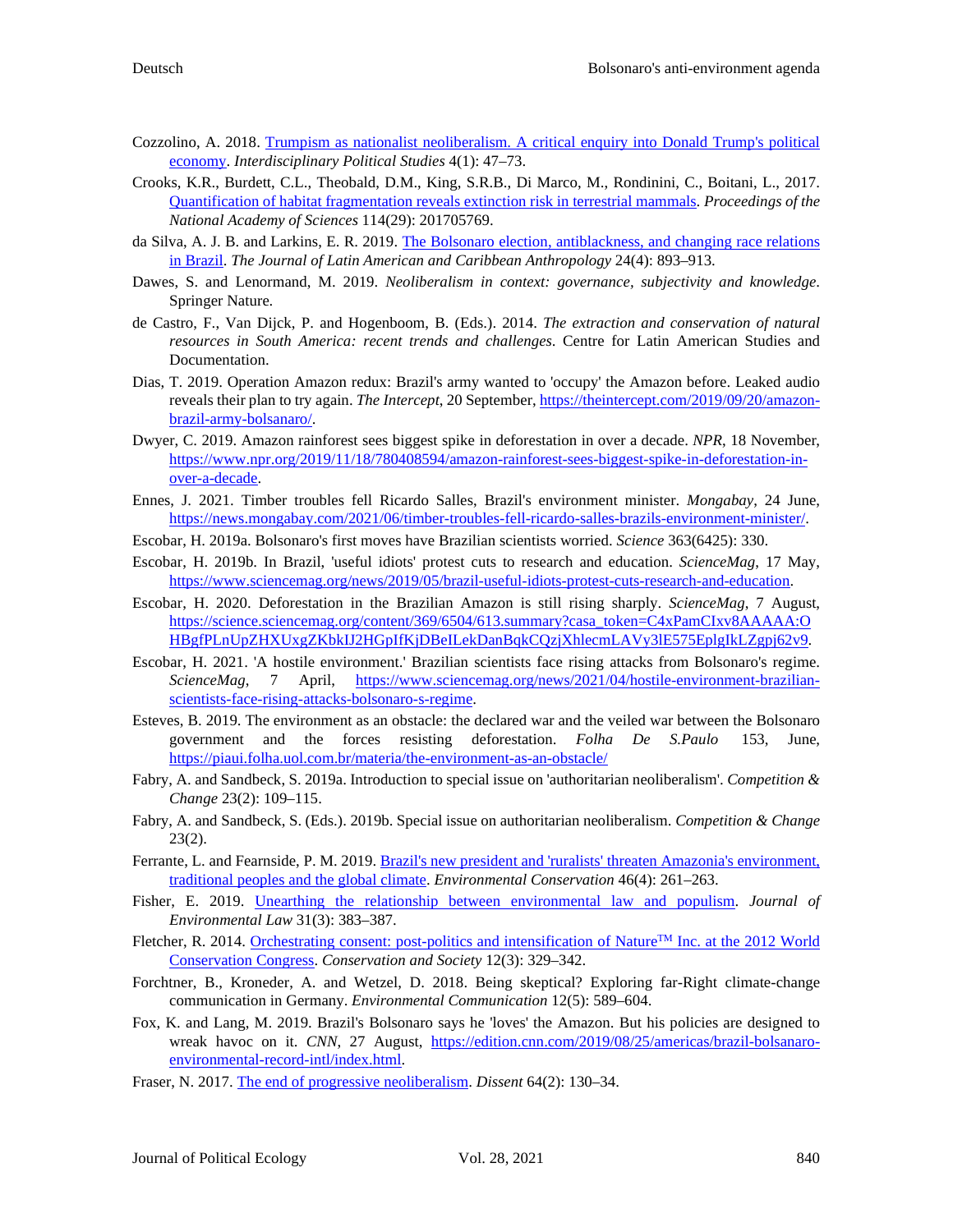Cozzolino, A. 2018. [Trumpism as nationalist neoliberalism. A critical enquiry into Donald Trump's political economy](). *Interdisciplinary Political Studies* 4(1): 47–73.

Crooks, K.R., Burdett, C.L., Theobald, D.M., King, S.R.B., Di Marco, M., Rondinini, C., Boitani, L., 2017. [Quantification of habitat fragmentation reveals extinction risk in terrestrial mammals](). *Proceedings of the National Academy of Sciences* 114(29): 201705769.

da Silva, A. J. B. and Larkins, E. R. 2019. [The Bolsonaro election, antiblackness, and changing race relations in Brazil](). *The Journal of Latin American and Caribbean Anthropology* 24(4): 893–913.

Dawes, S. and Lenormand, M. 2019. *Neoliberalism in context: governance, subjectivity and knowledge*. Springer Nature.

de Castro, F., Van Dijck, P. and Hogenboom, B. (Eds.). 2014. *The extraction and conservation of natural resources in South America: recent trends and challenges*. Centre for Latin American Studies and Documentation.

Dias, T. 2019. Operation Amazon redux: Brazil's army wanted to 'occupy' the Amazon before. Leaked audio reveals their plan to try again. *The Intercept*, 20 September, https://theintercept.com/2019/09/20/amazon-brazil-army-bolsanaro/.

Dwyer, C. 2019. Amazon rainforest sees biggest spike in deforestation in over a decade. *NPR*, 18 November, https://www.npr.org/2019/11/18/780408594/amazon-rainforest-sees-biggest-spike-in-deforestation-in-over-a-decade.

Ennes, J. 2021. Timber troubles fell Ricardo Salles, Brazil's environment minister. *Mongabay*, 24 June, https://news.mongabay.com/2021/06/timber-troubles-fell-ricardo-salles-brazils-environment-minister/.

Escobar, H. 2019a. Bolsonaro's first moves have Brazilian scientists worried. *Science* 363(6425): 330.

Escobar, H. 2019b. In Brazil, 'useful idiots' protest cuts to research and education. *ScienceMag*, 17 May, https://www.sciencemag.org/news/2019/05/brazil-useful-idiots-protest-cuts-research-and-education.

Escobar, H. 2020. Deforestation in the Brazilian Amazon is still rising sharply. *ScienceMag*, 7 August, https://science.sciencemag.org/content/369/6504/613.summary?casa_token=C4xPamCIxv8AAAAA:OHBgfPLnUpZHXUxgZKbkIJ2HGpIfKjDBeILekDanBqkCQzjXhlecmLAVy3lE575EplgIkLZgpj62v9.

Escobar, H. 2021. 'A hostile environment.' Brazilian scientists face rising attacks from Bolsonaro's regime. *ScienceMag*, 7 April, https://www.sciencemag.org/news/2021/04/hostile-environment-brazilian-scientists-face-rising-attacks-bolsonaro-s-regime.

Esteves, B. 2019. The environment as an obstacle: the declared war and the veiled war between the Bolsonaro government and the forces resisting deforestation. *Folha De S.Paulo* 153, June, https://piaui.folha.uol.com.br/materia/the-environment-as-an-obstacle/

Fabry, A. and Sandbeck, S. 2019a. Introduction to special issue on 'authoritarian neoliberalism'. *Competition & Change* 23(2): 109–115.

Fabry, A. and Sandbeck, S. (Eds.). 2019b. Special issue on authoritarian neoliberalism. *Competition & Change* 23(2).

Ferrante, L. and Fearnside, P. M. 2019. [Brazil's new president and 'ruralists' threaten Amazonia's environment, traditional peoples and the global climate](). *Environmental Conservation* 46(4): 261–263.

Fisher, E. 2019. [Unearthing the relationship between environmental law and populism](). *Journal of Environmental Law* 31(3): 383–387.

Fletcher, R. 2014. [Orchestrating consent: post-politics and intensification of Nature™ Inc. at the 2012 World Conservation Congress](). *Conservation and Society* 12(3): 329–342.

Forchtner, B., Kroneder, A. and Wetzel, D. 2018. Being skeptical? Exploring far-Right climate-change communication in Germany. *Environmental Communication* 12(5): 589–604.

Fox, K. and Lang, M. 2019. Brazil's Bolsonaro says he 'loves' the Amazon. But his policies are designed to wreak havoc on it. *CNN*, 27 August, https://edition.cnn.com/2019/08/25/americas/brazil-bolsanaro-environmental-record-intl/index.html.

Fraser, N. 2017. [The end of progressive neoliberalism](). *Dissent* 64(2): 130–34.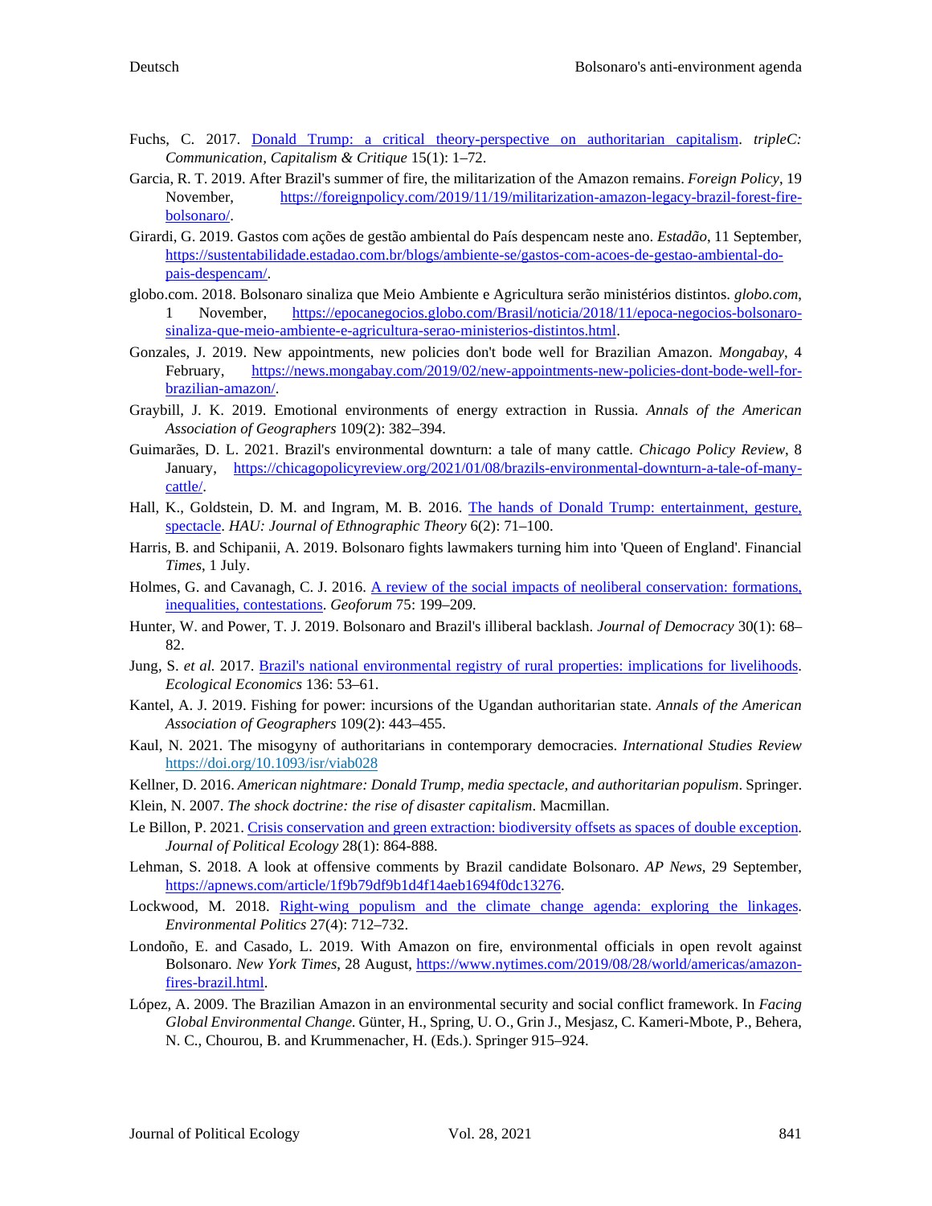Fuchs, C. 2017. [Donald Trump: a critical theory-perspective on authoritarian capitalism](). *tripleC: Communication, Capitalism & Critique* 15(1): 1–72.

Garcia, R. T. 2019. After Brazil's summer of fire, the militarization of the Amazon remains. *Foreign Policy*, 19 November, [https://foreignpolicy.com/2019/11/19/militarization-amazon-legacy-brazil-forest-fire-bolsonaro/](https://foreignpolicy.com/2019/11/19/militarization-amazon-legacy-brazil-forest-fire-bolsonaro/).

Girardi, G. 2019. Gastos com ações de gestão ambiental do País despencam neste ano. *Estadão*, 11 September, [https://sustentabilidade.estadao.com.br/blogs/ambiente-se/gastos-com-acoes-de-gestao-ambiental-do-pais-despencam/](https://sustentabilidade.estadao.com.br/blogs/ambiente-se/gastos-com-acoes-de-gestao-ambiental-do-pais-despencam/).

globo.com. 2018. Bolsonaro sinaliza que Meio Ambiente e Agricultura serão ministérios distintos. *globo.com*, 1 November, [https://epocanegocios.globo.com/Brasil/noticia/2018/11/epoca-negocios-bolsonaro-sinaliza-que-meio-ambiente-e-agricultura-serao-ministerios-distintos.html](https://epocanegocios.globo.com/Brasil/noticia/2018/11/epoca-negocios-bolsonaro-sinaliza-que-meio-ambiente-e-agricultura-serao-ministerios-distintos.html).

Gonzales, J. 2019. New appointments, new policies don't bode well for Brazilian Amazon. *Mongabay*, 4 February, [https://news.mongabay.com/2019/02/new-appointments-new-policies-dont-bode-well-for-brazilian-amazon/](https://news.mongabay.com/2019/02/new-appointments-new-policies-dont-bode-well-for-brazilian-amazon/).

Graybill, J. K. 2019. Emotional environments of energy extraction in Russia. *Annals of the American Association of Geographers* 109(2): 382–394.

Guimarães, D. L. 2021. Brazil's environmental downturn: a tale of many cattle. *Chicago Policy Review*, 8 January, [https://chicagopolicyreview.org/2021/01/08/brazils-environmental-downturn-a-tale-of-many-cattle/](https://chicagopolicyreview.org/2021/01/08/brazils-environmental-downturn-a-tale-of-many-cattle/).

Hall, K., Goldstein, D. M. and Ingram, M. B. 2016. [The hands of Donald Trump: entertainment, gesture, spectacle](). *HAU: Journal of Ethnographic Theory* 6(2): 71–100.

Harris, B. and Schipanii, A. 2019. Bolsonaro fights lawmakers turning him into 'Queen of England'. Financial *Times*, 1 July.

Holmes, G. and Cavanagh, C. J. 2016. [A review of the social impacts of neoliberal conservation: formations, inequalities, contestations](). *Geoforum* 75: 199–209.

Hunter, W. and Power, T. J. 2019. Bolsonaro and Brazil's illiberal backlash. *Journal of Democracy* 30(1): 68–82.

Jung, S. *et al.* 2017. [Brazil's national environmental registry of rural properties: implications for livelihoods](). *Ecological Economics* 136: 53–61.

Kantel, A. J. 2019. Fishing for power: incursions of the Ugandan authoritarian state. *Annals of the American Association of Geographers* 109(2): 443–455.

Kaul, N. 2021. The misogyny of authoritarians in contemporary democracies. *International Studies Review* [https://doi.org/10.1093/isr/viab028](https://doi.org/10.1093/isr/viab028)

Kellner, D. 2016. *American nightmare: Donald Trump, media spectacle, and authoritarian populism*. Springer.

Klein, N. 2007. *The shock doctrine: the rise of disaster capitalism*. Macmillan.

Le Billon, P. 2021. [Crisis conservation and green extraction: biodiversity offsets as spaces of double exception](). *Journal of Political Ecology* 28(1): 864-888.

Lehman, S. 2018. A look at offensive comments by Brazil candidate Bolsonaro. *AP News*, 29 September, [https://apnews.com/article/1f9b79df9b1d4f14aeb1694f0dc13276](https://apnews.com/article/1f9b79df9b1d4f14aeb1694f0dc13276).

Lockwood, M. 2018. [Right-wing populism and the climate change agenda: exploring the linkages](). *Environmental Politics* 27(4): 712–732.

Londoño, E. and Casado, L. 2019. With Amazon on fire, environmental officials in open revolt against Bolsonaro. *New York Times*, 28 August, [https://www.nytimes.com/2019/08/28/world/americas/amazon-fires-brazil.html](https://www.nytimes.com/2019/08/28/world/americas/amazon-fires-brazil.html).

López, A. 2009. The Brazilian Amazon in an environmental security and social conflict framework. In *Facing Global Environmental Change.* Günter, H., Spring, U. O., Grin J., Mesjasz, C. Kameri-Mbote, P., Behera, N. C., Chourou, B. and Krummenacher, H. (Eds.). Springer 915–924.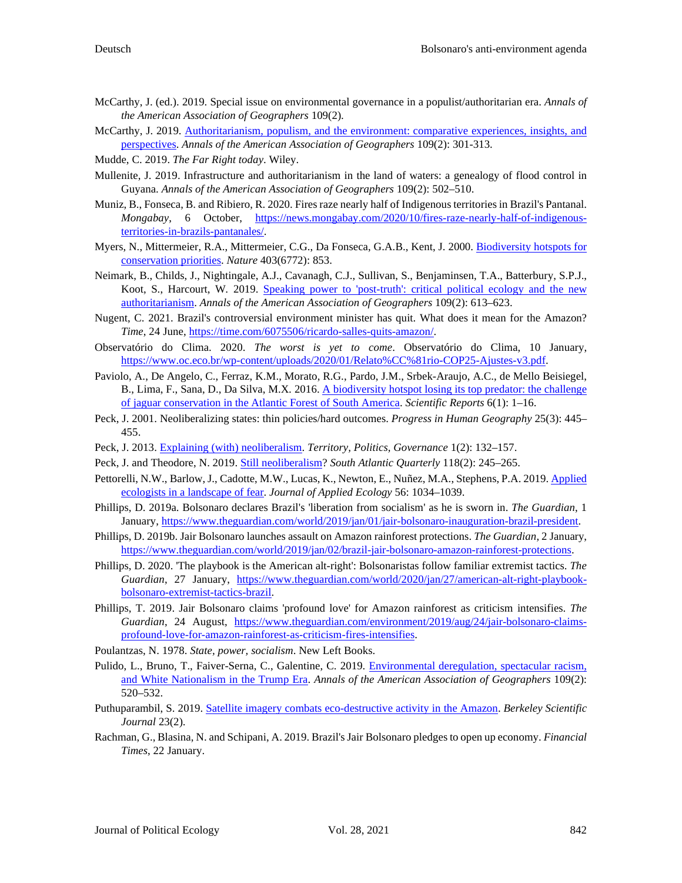McCarthy, J. (ed.). 2019. Special issue on environmental governance in a populist/authoritarian era. *Annals of the American Association of Geographers* 109(2).

McCarthy, J. 2019. Authoritarianism, populism, and the environment: comparative experiences, insights, and perspectives. *Annals of the American Association of Geographers* 109(2): 301-313.

Mudde, C. 2019. *The Far Right today*. Wiley.

Mullenite, J. 2019. Infrastructure and authoritarianism in the land of waters: a genealogy of flood control in Guyana. *Annals of the American Association of Geographers* 109(2): 502–510.

Muniz, B., Fonseca, B. and Ribiero, R. 2020. Fires raze nearly half of Indigenous territories in Brazil's Pantanal. *Mongabay*, 6 October, https://news.mongabay.com/2020/10/fires-raze-nearly-half-of-indigenous-territories-in-brazils-pantanales/.

Myers, N., Mittermeier, R.A., Mittermeier, C.G., Da Fonseca, G.A.B., Kent, J. 2000. Biodiversity hotspots for conservation priorities. *Nature* 403(6772): 853.

Neimark, B., Childs, J., Nightingale, A.J., Cavanagh, C.J., Sullivan, S., Benjaminsen, T.A., Batterbury, S.P.J., Koot, S., Harcourt, W. 2019. Speaking power to 'post-truth': critical political ecology and the new authoritarianism. *Annals of the American Association of Geographers* 109(2): 613–623.

Nugent, C. 2021. Brazil's controversial environment minister has quit. What does it mean for the Amazon? *Time*, 24 June, https://time.com/6075506/ricardo-salles-quits-amazon/.

Observatório do Clima. 2020. *The worst is yet to come*. Observatório do Clima, 10 January, https://www.oc.eco.br/wp-content/uploads/2020/01/Relato%CC%81rio-COP25-Ajustes-v3.pdf.

Paviolo, A., De Angelo, C., Ferraz, K.M., Morato, R.G., Pardo, J.M., Srbek-Araujo, A.C., de Mello Beisiegel, B., Lima, F., Sana, D., Da Silva, M.X. 2016. A biodiversity hotspot losing its top predator: the challenge of jaguar conservation in the Atlantic Forest of South America. *Scientific Reports* 6(1): 1–16.

Peck, J. 2001. Neoliberalizing states: thin policies/hard outcomes. *Progress in Human Geography* 25(3): 445–455.

Peck, J. 2013. Explaining (with) neoliberalism. *Territory, Politics, Governance* 1(2): 132–157.

Peck, J. and Theodore, N. 2019. Still neoliberalism? *South Atlantic Quarterly* 118(2): 245–265.

Pettorelli, N.W., Barlow, J., Cadotte, M.W., Lucas, K., Newton, E., Nuñez, M.A., Stephens, P.A. 2019. Applied ecologists in a landscape of fear. *Journal of Applied Ecology* 56: 1034–1039.

Phillips, D. 2019a. Bolsonaro declares Brazil's 'liberation from socialism' as he is sworn in. *The Guardian*, 1 January, https://www.theguardian.com/world/2019/jan/01/jair-bolsonaro-inauguration-brazil-president.

Phillips, D. 2019b. Jair Bolsonaro launches assault on Amazon rainforest protections. *The Guardian*, 2 January, https://www.theguardian.com/world/2019/jan/02/brazil-jair-bolsonaro-amazon-rainforest-protections.

Phillips, D. 2020. 'The playbook is the American alt-right': Bolsonaristas follow familiar extremist tactics. *The Guardian*, 27 January, https://www.theguardian.com/world/2020/jan/27/american-alt-right-playbook-bolsonaro-extremist-tactics-brazil.

Phillips, T. 2019. Jair Bolsonaro claims 'profound love' for Amazon rainforest as criticism intensifies. *The Guardian*, 24 August, https://www.theguardian.com/environment/2019/aug/24/jair-bolsonaro-claims-profound-love-for-amazon-rainforest-as-criticism-fires-intensifies.

Poulantzas, N. 1978. *State, power, socialism*. New Left Books.

Pulido, L., Bruno, T., Faiver-Serna, C., Galentine, C. 2019. Environmental deregulation, spectacular racism, and White Nationalism in the Trump Era. *Annals of the American Association of Geographers* 109(2): 520–532.

Puthuparambil, S. 2019. Satellite imagery combats eco-destructive activity in the Amazon. *Berkeley Scientific Journal* 23(2).

Rachman, G., Blasina, N. and Schipani, A. 2019. Brazil's Jair Bolsonaro pledges to open up economy. *Financial Times*, 22 January.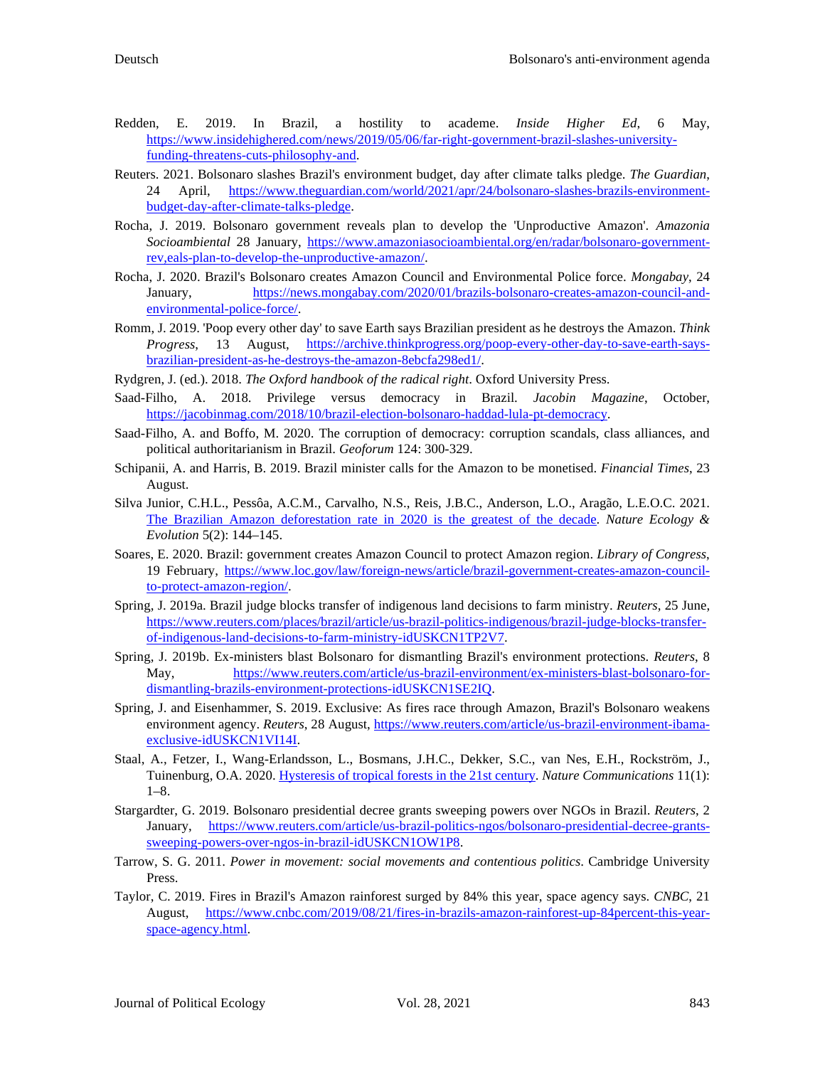Redden, E. 2019. In Brazil, a hostility to academe. *Inside Higher Ed*, 6 May, https://www.insidehighered.com/news/2019/05/06/far-right-government-brazil-slashes-university-funding-threatens-cuts-philosophy-and.

Reuters. 2021. Bolsonaro slashes Brazil's environment budget, day after climate talks pledge. *The Guardian*, 24 April, https://www.theguardian.com/world/2021/apr/24/bolsonaro-slashes-brazils-environment-budget-day-after-climate-talks-pledge.

Rocha, J. 2019. Bolsonaro government reveals plan to develop the 'Unproductive Amazon'. *Amazonia Socioambiental* 28 January, https://www.amazoniasocioambiental.org/en/radar/bolsonaro-government-rev,eals-plan-to-develop-the-unproductive-amazon/.

Rocha, J. 2020. Brazil's Bolsonaro creates Amazon Council and Environmental Police force. *Mongabay*, 24 January, https://news.mongabay.com/2020/01/brazils-bolsonaro-creates-amazon-council-and-environmental-police-force/.

Romm, J. 2019. 'Poop every other day' to save Earth says Brazilian president as he destroys the Amazon. *Think Progress*, 13 August, https://archive.thinkprogress.org/poop-every-other-day-to-save-earth-says-brazilian-president-as-he-destroys-the-amazon-8ebcfa298ed1/.

Rydgren, J. (ed.). 2018. *The Oxford handbook of the radical right*. Oxford University Press.

Saad-Filho, A. 2018. Privilege versus democracy in Brazil. *Jacobin Magazine*, October, https://jacobinmag.com/2018/10/brazil-election-bolsonaro-haddad-lula-pt-democracy.

Saad-Filho, A. and Boffo, M. 2020. The corruption of democracy: corruption scandals, class alliances, and political authoritarianism in Brazil. *Geoforum* 124: 300-329.

Schipanii, A. and Harris, B. 2019. Brazil minister calls for the Amazon to be monetised. *Financial Times*, 23 August.

Silva Junior, C.H.L., Pessôa, A.C.M., Carvalho, N.S., Reis, J.B.C., Anderson, L.O., Aragão, L.E.O.C. 2021. The Brazilian Amazon deforestation rate in 2020 is the greatest of the decade. *Nature Ecology & Evolution* 5(2): 144–145.

Soares, E. 2020. Brazil: government creates Amazon Council to protect Amazon region. *Library of Congress*, 19 February, https://www.loc.gov/law/foreign-news/article/brazil-government-creates-amazon-council-to-protect-amazon-region/.

Spring, J. 2019a. Brazil judge blocks transfer of indigenous land decisions to farm ministry. *Reuters*, 25 June, https://www.reuters.com/places/brazil/article/us-brazil-politics-indigenous/brazil-judge-blocks-transfer-of-indigenous-land-decisions-to-farm-ministry-idUSKCN1TP2V7.

Spring, J. 2019b. Ex-ministers blast Bolsonaro for dismantling Brazil's environment protections. *Reuters*, 8 May, https://www.reuters.com/article/us-brazil-environment/ex-ministers-blast-bolsonaro-for-dismantling-brazils-environment-protections-idUSKCN1SE2IQ.

Spring, J. and Eisenhammer, S. 2019. Exclusive: As fires race through Amazon, Brazil's Bolsonaro weakens environment agency. *Reuters*, 28 August, https://www.reuters.com/article/us-brazil-environment-ibama-exclusive-idUSKCN1VI14I.

Staal, A., Fetzer, I., Wang-Erlandsson, L., Bosmans, J.H.C., Dekker, S.C., van Nes, E.H., Rockström, J., Tuinenburg, O.A. 2020. Hysteresis of tropical forests in the 21st century. *Nature Communications* 11(1): 1–8.

Stargardter, G. 2019. Bolsonaro presidential decree grants sweeping powers over NGOs in Brazil. *Reuters*, 2 January, https://www.reuters.com/article/us-brazil-politics-ngos/bolsonaro-presidential-decree-grants-sweeping-powers-over-ngos-in-brazil-idUSKCN1OW1P8.

Tarrow, S. G. 2011. *Power in movement: social movements and contentious politics*. Cambridge University Press.

Taylor, C. 2019. Fires in Brazil's Amazon rainforest surged by 84% this year, space agency says. *CNBC*, 21 August, https://www.cnbc.com/2019/08/21/fires-in-brazils-amazon-rainforest-up-84percent-this-year-space-agency.html.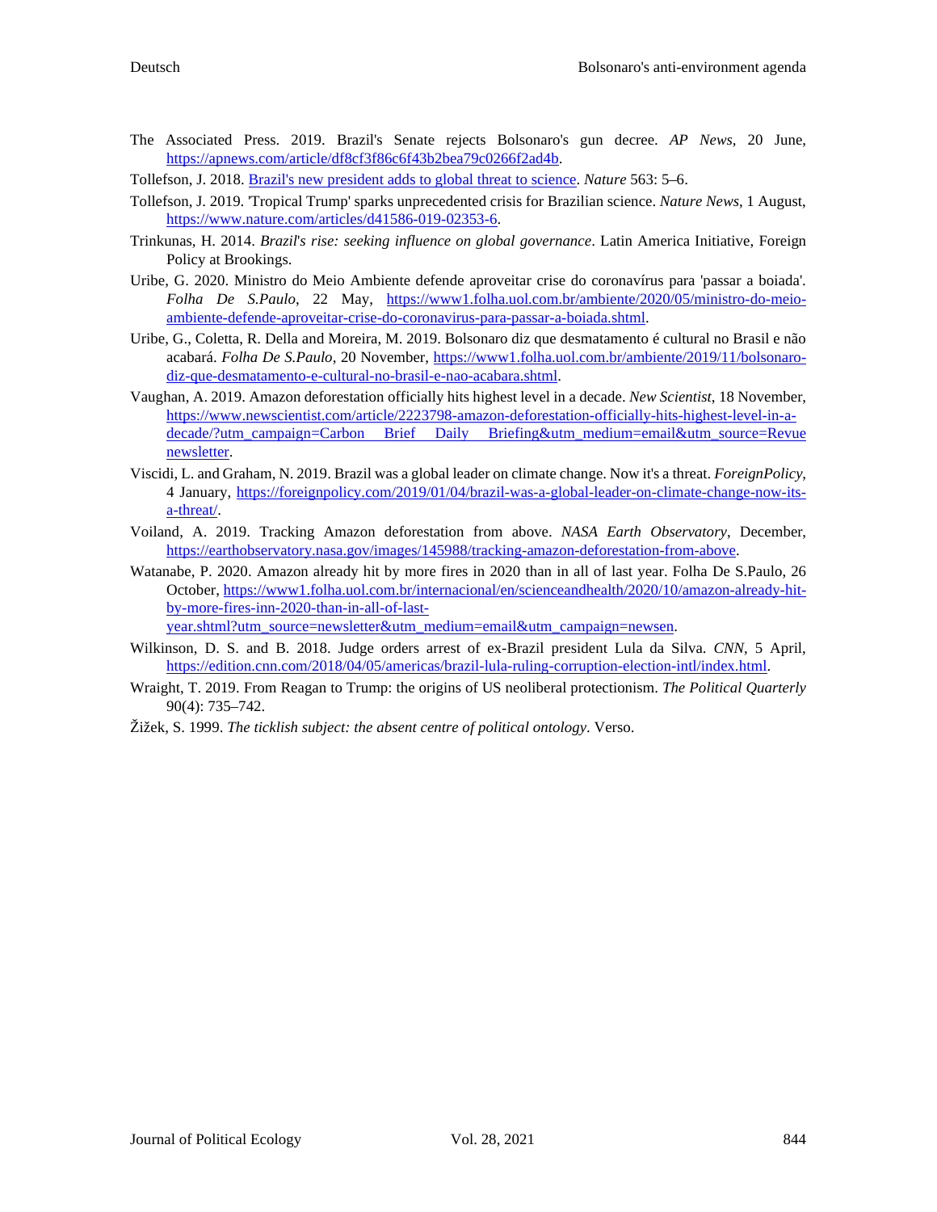The Associated Press. 2019. Brazil's Senate rejects Bolsonaro's gun decree. *AP News*, 20 June, https://apnews.com/article/df8cf3f86c6f43b2bea79c0266f2ad4b.

Tollefson, J. 2018. Brazil's new president adds to global threat to science. *Nature* 563: 5–6.

Tollefson, J. 2019. 'Tropical Trump' sparks unprecedented crisis for Brazilian science. *Nature News*, 1 August, https://www.nature.com/articles/d41586-019-02353-6.

Trinkunas, H. 2014. *Brazil's rise: seeking influence on global governance*. Latin America Initiative, Foreign Policy at Brookings.

Uribe, G. 2020. Ministro do Meio Ambiente defende aproveitar crise do coronavírus para 'passar a boiada'. *Folha De S.Paulo*, 22 May, https://www1.folha.uol.com.br/ambiente/2020/05/ministro-do-meio-ambiente-defende-aproveitar-crise-do-coronavirus-para-passar-a-boiada.shtml.

Uribe, G., Coletta, R. Della and Moreira, M. 2019. Bolsonaro diz que desmatamento é cultural no Brasil e não acabará. *Folha De S.Paulo*, 20 November, https://www1.folha.uol.com.br/ambiente/2019/11/bolsonaro-diz-que-desmatamento-e-cultural-no-brasil-e-nao-acabara.shtml.

Vaughan, A. 2019. Amazon deforestation officially hits highest level in a decade. *New Scientist*, 18 November, https://www.newscientist.com/article/2223798-amazon-deforestation-officially-hits-highest-level-in-a-decade/?utm_campaign=Carbon Brief Daily Briefing&utm_medium=email&utm_source=Revue newsletter.

Viscidi, L. and Graham, N. 2019. Brazil was a global leader on climate change. Now it's a threat. *ForeignPolicy*, 4 January, https://foreignpolicy.com/2019/01/04/brazil-was-a-global-leader-on-climate-change-now-its-a-threat/.

Voiland, A. 2019. Tracking Amazon deforestation from above. *NASA Earth Observatory*, December, https://earthobservatory.nasa.gov/images/145988/tracking-amazon-deforestation-from-above.

Watanabe, P. 2020. Amazon already hit by more fires in 2020 than in all of last year. Folha De S.Paulo, 26 October, https://www1.folha.uol.com.br/internacional/en/scienceandhealth/2020/10/amazon-already-hit-by-more-fires-inn-2020-than-in-all-of-last-year.shtml?utm_source=newsletter&utm_medium=email&utm_campaign=newsen.

Wilkinson, D. S. and B. 2018. Judge orders arrest of ex-Brazil president Lula da Silva. *CNN*, 5 April, https://edition.cnn.com/2018/04/05/americas/brazil-lula-ruling-corruption-election-intl/index.html.

Wraight, T. 2019. From Reagan to Trump: the origins of US neoliberal protectionism. *The Political Quarterly* 90(4): 735–742.

Žižek, S. 1999. *The ticklish subject: the absent centre of political ontology*. Verso.